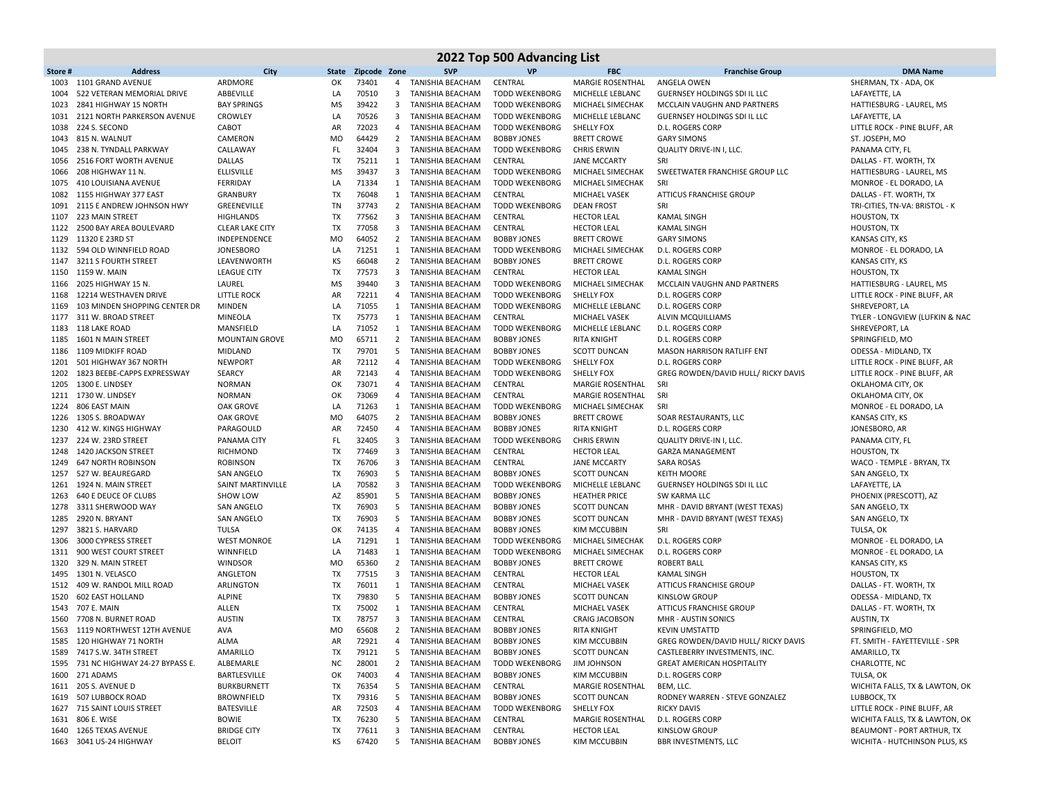# 2022 Top 500 Advancing List

| Store # | Address | City | State | Zipcode | Zone | SVP | VP | FBC | Franchise Group | DMA Name |
|---|---|---|---|---|---|---|---|---|---|---|
| 1003 | 1101 GRAND AVENUE | ARDMORE | OK | 73401 | 4 | TANISHIA BEACHAM | CENTRAL | MARGIE ROSENTHAL | ANGELA OWEN | SHERMAN, TX - ADA, OK |
| 1004 | 522 VETERAN MEMORIAL DRIVE | ABBEVILLE | LA | 70510 | 3 | TANISHIA BEACHAM | TODD WEKENBORG | MICHELLE LEBLANC | GUERNSEY HOLDINGS SDI IL LLC | LAFAYETTE, LA |
| 1023 | 2841 HIGHWAY 15 NORTH | BAY SPRINGS | MS | 39422 | 3 | TANISHIA BEACHAM | TODD WEKENBORG | MICHAEL SIMECHAK | MCCLAIN VAUGHN AND PARTNERS | HATTIESBURG - LAUREL, MS |
| 1031 | 2121 NORTH PARKERSON AVENUE | CROWLEY | LA | 70526 | 3 | TANISHIA BEACHAM | TODD WEKENBORG | MICHELLE LEBLANC | GUERNSEY HOLDINGS SDI IL LLC | LAFAYETTE, LA |
| 1038 | 224 S. SECOND | CABOT | AR | 72023 | 4 | TANISHIA BEACHAM | TODD WEKENBORG | SHELLY FOX | D.L. ROGERS CORP | LITTLE ROCK - PINE BLUFF, AR |
| 1043 | 815 N. WALNUT | CAMERON | MO | 64429 | 2 | TANISHIA BEACHAM | BOBBY JONES | BRETT CROWE | GARY SIMONS | ST. JOSEPH, MO |
| 1045 | 238 N. TYNDALL PARKWAY | CALLAWAY | FL | 32404 | 3 | TANISHIA BEACHAM | TODD WEKENBORG | CHRIS ERWIN | QUALITY DRIVE-IN I, LLC. | PANAMA CITY, FL |
| 1056 | 2516 FORT WORTH AVENUE | DALLAS | TX | 75211 | 1 | TANISHIA BEACHAM | CENTRAL | JANE MCCARTY | SRI | DALLAS - FT. WORTH, TX |
| 1066 | 208 HIGHWAY 11 N. | ELLISVILLE | MS | 39437 | 3 | TANISHIA BEACHAM | TODD WEKENBORG | MICHAEL SIMECHAK | SWEETWATER FRANCHISE GROUP LLC | HATTIESBURG - LAUREL, MS |
| 1075 | 410 LOUISIANA AVENUE | FERRIDAY | LA | 71334 | 1 | TANISHIA BEACHAM | TODD WEKENBORG | MICHAEL SIMECHAK | SRI | MONROE - EL DORADO, LA |
| 1082 | 1155 HIGHWAY 377 EAST | GRANBURY | TX | 76048 | 1 | TANISHIA BEACHAM | CENTRAL | MICHAEL VASEK | ATTICUS FRANCHISE GROUP | DALLAS - FT. WORTH, TX |
| 1091 | 2115 E ANDREW JOHNSON HWY | GREENEVILLE | TN | 37743 | 2 | TANISHIA BEACHAM | TODD WEKENBORG | DEAN FROST | SRI | TRI-CITIES, TN-VA: BRISTOL - K |
| 1107 | 223 MAIN STREET | HIGHLANDS | TX | 77562 | 3 | TANISHIA BEACHAM | CENTRAL | HECTOR LEAL | KAMAL SINGH | HOUSTON, TX |
| 1122 | 2500 BAY AREA BOULEVARD | CLEAR LAKE CITY | TX | 77058 | 3 | TANISHIA BEACHAM | CENTRAL | HECTOR LEAL | KAMAL SINGH | HOUSTON, TX |
| 1129 | 11320 E 23RD ST | INDEPENDENCE | MO | 64052 | 2 | TANISHIA BEACHAM | BOBBY JONES | BRETT CROWE | GARY SIMONS | KANSAS CITY, KS |
| 1132 | 594 OLD WINNFIELD ROAD | JONESBORO | LA | 71251 | 1 | TANISHIA BEACHAM | TODD WEKENBORG | MICHAEL SIMECHAK | D.L. ROGERS CORP | MONROE - EL DORADO, LA |
| 1147 | 3211 S FOURTH STREET | LEAVENWORTH | KS | 66048 | 2 | TANISHIA BEACHAM | BOBBY JONES | BRETT CROWE | D.L. ROGERS CORP | KANSAS CITY, KS |
| 1150 | 1159 W. MAIN | LEAGUE CITY | TX | 77573 | 3 | TANISHIA BEACHAM | CENTRAL | HECTOR LEAL | KAMAL SINGH | HOUSTON, TX |
| 1166 | 2025 HIGHWAY 15 N. | LAUREL | MS | 39440 | 3 | TANISHIA BEACHAM | TODD WEKENBORG | MICHAEL SIMECHAK | MCCLAIN VAUGHN AND PARTNERS | HATTIESBURG - LAUREL, MS |
| 1168 | 12214 WESTHAVEN DRIVE | LITTLE ROCK | AR | 72211 | 4 | TANISHIA BEACHAM | TODD WEKENBORG | SHELLY FOX | D.L. ROGERS CORP | LITTLE ROCK - PINE BLUFF, AR |
| 1169 | 103 MINDEN SHOPPING CENTER DR | MINDEN | LA | 71055 | 1 | TANISHIA BEACHAM | TODD WEKENBORG | MICHELLE LEBLANC | D.L. ROGERS CORP | SHREVEPORT, LA |
| 1177 | 311 W. BROAD STREET | MINEOLA | TX | 75773 | 1 | TANISHIA BEACHAM | CENTRAL | MICHAEL VASEK | ALVIN MCQUILLIAMS | TYLER - LONGVIEW (LUFKIN & NAC |
| 1183 | 118 LAKE ROAD | MANSFIELD | LA | 71052 | 1 | TANISHIA BEACHAM | TODD WEKENBORG | MICHELLE LEBLANC | D.L. ROGERS CORP | SHREVEPORT, LA |
| 1185 | 1601 N MAIN STREET | MOUNTAIN GROVE | MO | 65711 | 2 | TANISHIA BEACHAM | BOBBY JONES | RITA KNIGHT | D.L. ROGERS CORP | SPRINGFIELD, MO |
| 1186 | 1109 MIDKIFF ROAD | MIDLAND | TX | 79701 | 5 | TANISHIA BEACHAM | BOBBY JONES | SCOTT DUNCAN | MASON HARRISON RATLIFF ENT | ODESSA - MIDLAND, TX |
| 1201 | 501 HIGHWAY 367 NORTH | NEWPORT | AR | 72112 | 4 | TANISHIA BEACHAM | TODD WEKENBORG | SHELLY FOX | D.L. ROGERS CORP | LITTLE ROCK - PINE BLUFF, AR |
| 1202 | 1823 BEEBE-CAPPS EXPRESSWAY | SEARCY | AR | 72143 | 4 | TANISHIA BEACHAM | TODD WEKENBORG | SHELLY FOX | GREG ROWDEN/DAVID HULL/ RICKY DAVIS | LITTLE ROCK - PINE BLUFF, AR |
| 1205 | 1300 E. LINDSEY | NORMAN | OK | 73071 | 4 | TANISHIA BEACHAM | CENTRAL | MARGIE ROSENTHAL | SRI | OKLAHOMA CITY, OK |
| 1211 | 1730 W. LINDSEY | NORMAN | OK | 73069 | 4 | TANISHIA BEACHAM | CENTRAL | MARGIE ROSENTHAL | SRI | OKLAHOMA CITY, OK |
| 1224 | 806 EAST MAIN | OAK GROVE | LA | 71263 | 1 | TANISHIA BEACHAM | TODD WEKENBORG | MICHAEL SIMECHAK | SRI | MONROE - EL DORADO, LA |
| 1226 | 1305 S. BROADWAY | OAK GROVE | MO | 64075 | 2 | TANISHIA BEACHAM | BOBBY JONES | BRETT CROWE | SOAR RESTAURANTS, LLC | KANSAS CITY, KS |
| 1230 | 412 W. KINGS HIGHWAY | PARAGOULD | AR | 72450 | 4 | TANISHIA BEACHAM | BOBBY JONES | RITA KNIGHT | D.L. ROGERS CORP | JONESBORO, AR |
| 1237 | 224 W. 23RD STREET | PANAMA CITY | FL | 32405 | 3 | TANISHIA BEACHAM | TODD WEKENBORG | CHRIS ERWIN | QUALITY DRIVE-IN I, LLC. | PANAMA CITY, FL |
| 1248 | 1420 JACKSON STREET | RICHMOND | TX | 77469 | 3 | TANISHIA BEACHAM | CENTRAL | HECTOR LEAL | GARZA MANAGEMENT | HOUSTON, TX |
| 1249 | 647 NORTH ROBINSON | ROBINSON | TX | 76706 | 3 | TANISHIA BEACHAM | CENTRAL | JANE MCCARTY | SARA ROSAS | WACO - TEMPLE - BRYAN, TX |
| 1257 | 527 W. BEAUREGARD | SAN ANGELO | TX | 76903 | 5 | TANISHIA BEACHAM | BOBBY JONES | SCOTT DUNCAN | KEITH MOORE | SAN ANGELO, TX |
| 1261 | 1924 N. MAIN STREET | SAINT MARTINVILLE | LA | 70582 | 3 | TANISHIA BEACHAM | TODD WEKENBORG | MICHELLE LEBLANC | GUERNSEY HOLDINGS SDI IL LLC | LAFAYETTE, LA |
| 1263 | 640 E DEUCE OF CLUBS | SHOW LOW | AZ | 85901 | 5 | TANISHIA BEACHAM | BOBBY JONES | HEATHER PRICE | SW KARMA LLC | PHOENIX (PRESCOTT), AZ |
| 1278 | 3311 SHERWOOD WAY | SAN ANGELO | TX | 76903 | 5 | TANISHIA BEACHAM | BOBBY JONES | SCOTT DUNCAN | MHR - DAVID BRYANT (WEST TEXAS) | SAN ANGELO, TX |
| 1285 | 2920 N. BRYANT | SAN ANGELO | TX | 76903 | 5 | TANISHIA BEACHAM | BOBBY JONES | SCOTT DUNCAN | MHR - DAVID BRYANT (WEST TEXAS) | SAN ANGELO, TX |
| 1297 | 3821 S. HARVARD | TULSA | OK | 74135 | 4 | TANISHIA BEACHAM | BOBBY JONES | KIM MCCUBBIN | SRI | TULSA, OK |
| 1306 | 3000 CYPRESS STREET | WEST MONROE | LA | 71291 | 1 | TANISHIA BEACHAM | TODD WEKENBORG | MICHAEL SIMECHAK | D.L. ROGERS CORP | MONROE - EL DORADO, LA |
| 1311 | 900 WEST COURT STREET | WINNFIELD | LA | 71483 | 1 | TANISHIA BEACHAM | TODD WEKENBORG | MICHAEL SIMECHAK | D.L. ROGERS CORP | MONROE - EL DORADO, LA |
| 1320 | 329 N. MAIN STREET | WINDSOR | MO | 65360 | 2 | TANISHIA BEACHAM | BOBBY JONES | BRETT CROWE | ROBERT BALL | KANSAS CITY, KS |
| 1495 | 1301 N. VELASCO | ANGLETON | TX | 77515 | 3 | TANISHIA BEACHAM | CENTRAL | HECTOR LEAL | KAMAL SINGH | HOUSTON, TX |
| 1512 | 409 W. RANDOL MILL ROAD | ARLINGTON | TX | 76011 | 1 | TANISHIA BEACHAM | CENTRAL | MICHAEL VASEK | ATTICUS FRANCHISE GROUP | DALLAS - FT. WORTH, TX |
| 1520 | 602 EAST HOLLAND | ALPINE | TX | 79830 | 5 | TANISHIA BEACHAM | BOBBY JONES | SCOTT DUNCAN | KINSLOW GROUP | ODESSA - MIDLAND, TX |
| 1543 | 707 E. MAIN | ALLEN | TX | 75002 | 1 | TANISHIA BEACHAM | CENTRAL | MICHAEL VASEK | ATTICUS FRANCHISE GROUP | DALLAS - FT. WORTH, TX |
| 1560 | 7708 N. BURNET ROAD | AUSTIN | TX | 78757 | 3 | TANISHIA BEACHAM | CENTRAL | CRAIG JACOBSON | MHR - AUSTIN SONICS | AUSTIN, TX |
| 1563 | 1119 NORTHWEST 12TH AVENUE | AVA | MO | 65608 | 2 | TANISHIA BEACHAM | BOBBY JONES | RITA KNIGHT | KEVIN UMSTATTD | SPRINGFIELD, MO |
| 1585 | 120 HIGHWAY 71 NORTH | ALMA | AR | 72921 | 4 | TANISHIA BEACHAM | BOBBY JONES | KIM MCCUBBIN | GREG ROWDEN/DAVID HULL/ RICKY DAVIS | FT. SMITH - FAYETTEVILLE - SPR |
| 1589 | 7417 S.W. 34TH STREET | AMARILLO | TX | 79121 | 5 | TANISHIA BEACHAM | BOBBY JONES | SCOTT DUNCAN | CASTLEBERRY INVESTMENTS, INC. | AMARILLO, TX |
| 1595 | 731 NC HIGHWAY 24-27 BYPASS E. | ALBEMARLE | NC | 28001 | 2 | TANISHIA BEACHAM | TODD WEKENBORG | JIM JOHNSON | GREAT AMERICAN HOSPITALITY | CHARLOTTE, NC |
| 1600 | 271 ADAMS | BARTLESVILLE | OK | 74003 | 4 | TANISHIA BEACHAM | BOBBY JONES | KIM MCCUBBIN | D.L. ROGERS CORP | TULSA, OK |
| 1611 | 205 S. AVENUE D | BURKBURNETT | TX | 76354 | 5 | TANISHIA BEACHAM | CENTRAL | MARGIE ROSENTHAL | BEM, LLC. | WICHITA FALLS, TX & LAWTON, OK |
| 1619 | 507 LUBBOCK ROAD | BROWNFIELD | TX | 79316 | 5 | TANISHIA BEACHAM | BOBBY JONES | SCOTT DUNCAN | RODNEY WARREN - STEVE GONZALEZ | LUBBOCK, TX |
| 1627 | 715 SAINT LOUIS STREET | BATESVILLE | AR | 72503 | 4 | TANISHIA BEACHAM | TODD WEKENBORG | SHELLY FOX | RICKY DAVIS | LITTLE ROCK - PINE BLUFF, AR |
| 1631 | 806 E. WISE | BOWIE | TX | 76230 | 5 | TANISHIA BEACHAM | CENTRAL | MARGIE ROSENTHAL | D.L. ROGERS CORP | WICHITA FALLS, TX & LAWTON, OK |
| 1640 | 1265 TEXAS AVENUE | BRIDGE CITY | TX | 77611 | 3 | TANISHIA BEACHAM | CENTRAL | HECTOR LEAL | KINSLOW GROUP | BEAUMONT - PORT ARTHUR, TX |
| 1663 | 3041 US-24 HIGHWAY | BELOIT | KS | 67420 | 5 | TANISHIA BEACHAM | BOBBY JONES | KIM MCCUBBIN | BBR INVESTMENTS, LLC | WICHITA - HUTCHINSON PLUS, KS |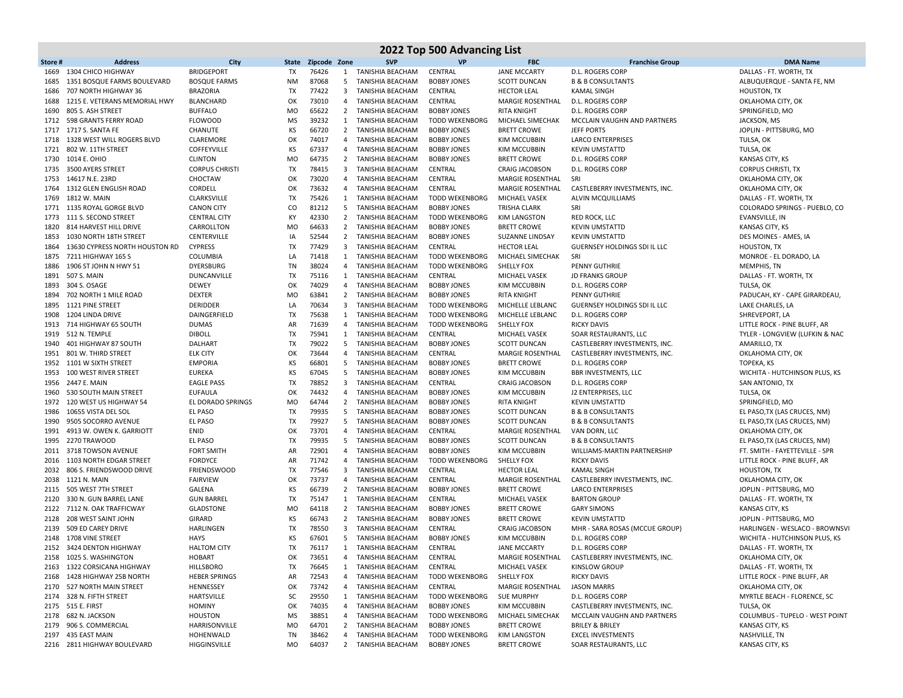# 2022 Top 500 Advancing List

| Store # | Address | City | State | Zipcode | Zone | SVP | VP | FBC | Franchise Group | DMA Name |
|---|---|---|---|---|---|---|---|---|---|---|
| 1669 | 1304 CHICO HIGHWAY | BRIDGEPORT | TX | 76426 | 1 | TANISHIA BEACHAM | CENTRAL | JANE MCCARTY | D.L. ROGERS CORP | DALLAS - FT. WORTH, TX |
| 1685 | 1351 BOSQUE FARMS BOULEVARD | BOSQUE FARMS | NM | 87068 | 5 | TANISHIA BEACHAM | BOBBY JONES | SCOTT DUNCAN | B & B CONSULTANTS | ALBUQUERQUE - SANTA FE, NM |
| 1686 | 707 NORTH HIGHWAY 36 | BRAZORIA | TX | 77422 | 3 | TANISHIA BEACHAM | CENTRAL | HECTOR LEAL | KAMAL SINGH | HOUSTON, TX |
| 1688 | 1215 E. VETERANS MEMORIAL HWY | BLANCHARD | OK | 73010 | 4 | TANISHIA BEACHAM | CENTRAL | MARGIE ROSENTHAL | D.L. ROGERS CORP | OKLAHOMA CITY, OK |
| 1690 | 805 S. ASH STREET | BUFFALO | MO | 65622 | 2 | TANISHIA BEACHAM | BOBBY JONES | RITA KNIGHT | D.L. ROGERS CORP | SPRINGFIELD, MO |
| 1712 | 598 GRANTS FERRY ROAD | FLOWOOD | MS | 39232 | 1 | TANISHIA BEACHAM | TODD WEKENBORG | MICHAEL SIMECHAK | MCCLAIN VAUGHN AND PARTNERS | JACKSON, MS |
| 1717 | 1717 S. SANTA FE | CHANUTE | KS | 66720 | 2 | TANISHIA BEACHAM | BOBBY JONES | BRETT CROWE | JEFF PORTS | JOPLIN - PITTSBURG, MO |
| 1718 | 1328 WEST WILL ROGERS BLVD | CLAREMORE | OK | 74017 | 4 | TANISHIA BEACHAM | BOBBY JONES | KIM MCCUBBIN | LARCO ENTERPRISES | TULSA, OK |
| 1721 | 802 W. 11TH STREET | COFFEYVILLE | KS | 67337 | 4 | TANISHIA BEACHAM | BOBBY JONES | KIM MCCUBBIN | KEVIN UMSTATTD | TULSA, OK |
| 1730 | 1014 E. OHIO | CLINTON | MO | 64735 | 2 | TANISHIA BEACHAM | BOBBY JONES | BRETT CROWE | D.L. ROGERS CORP | KANSAS CITY, KS |
| 1735 | 3500 AYERS STREET | CORPUS CHRISTI | TX | 78415 | 3 | TANISHIA BEACHAM | CENTRAL | CRAIG JACOBSON | D.L. ROGERS CORP | CORPUS CHRISTI, TX |
| 1753 | 14617 N.E. 23RD | CHOCTAW | OK | 73020 | 4 | TANISHIA BEACHAM | CENTRAL | MARGIE ROSENTHAL | SRI | OKLAHOMA CITY, OK |
| 1764 | 1312 GLEN ENGLISH ROAD | CORDELL | OK | 73632 | 4 | TANISHIA BEACHAM | CENTRAL | MARGIE ROSENTHAL | CASTLEBERRY INVESTMENTS, INC. | OKLAHOMA CITY, OK |
| 1769 | 1812 W. MAIN | CLARKSVILLE | TX | 75426 | 1 | TANISHIA BEACHAM | TODD WEKENBORG | MICHAEL VASEK | ALVIN MCQUILLIAMS | DALLAS - FT. WORTH, TX |
| 1771 | 1135 ROYAL GORGE BLVD | CANON CITY | CO | 81212 | 5 | TANISHIA BEACHAM | BOBBY JONES | TRISHA CLARK | SRI | COLORADO SPRINGS - PUEBLO, CO |
| 1773 | 111 S. SECOND STREET | CENTRAL CITY | KY | 42330 | 2 | TANISHIA BEACHAM | TODD WEKENBORG | KIM LANGSTON | RED ROCK, LLC | EVANSVILLE, IN |
| 1820 | 814 HARVEST HILL DRIVE | CARROLLTON | MO | 64633 | 2 | TANISHIA BEACHAM | BOBBY JONES | BRETT CROWE | KEVIN UMSTATTD | KANSAS CITY, KS |
| 1853 | 1030 NORTH 18TH STREET | CENTERVILLE | IA | 52544 | 2 | TANISHIA BEACHAM | BOBBY JONES | SUZANNE LINDSAY | KEVIN UMSTATTD | DES MOINES - AMES, IA |
| 1864 | 13630 CYPRESS NORTH HOUSTON RD | CYPRESS | TX | 77429 | 3 | TANISHIA BEACHAM | CENTRAL | HECTOR LEAL | GUERNSEY HOLDINGS SDI IL LLC | HOUSTON, TX |
| 1875 | 7211 HIGHWAY 165 S | COLUMBIA | LA | 71418 | 1 | TANISHIA BEACHAM | TODD WEKENBORG | MICHAEL SIMECHAK | SRI | MONROE - EL DORADO, LA |
| 1886 | 1906 ST JOHN N HWY 51 | DYERSBURG | TN | 38024 | 4 | TANISHIA BEACHAM | TODD WEKENBORG | SHELLY FOX | PENNY GUTHRIE | MEMPHIS, TN |
| 1891 | 507 S. MAIN | DUNCANVILLE | TX | 75116 | 1 | TANISHIA BEACHAM | CENTRAL | MICHAEL VASEK | JD FRANKS GROUP | DALLAS - FT. WORTH, TX |
| 1893 | 304 S. OSAGE | DEWEY | OK | 74029 | 4 | TANISHIA BEACHAM | BOBBY JONES | KIM MCCUBBIN | D.L. ROGERS CORP | TULSA, OK |
| 1894 | 702 NORTH 1 MILE ROAD | DEXTER | MO | 63841 | 2 | TANISHIA BEACHAM | BOBBY JONES | RITA KNIGHT | PENNY GUTHRIE | PADUCAH, KY - CAPE GIRARDEAU, |
| 1895 | 1121 PINE STREET | DERIDDER | LA | 70634 | 3 | TANISHIA BEACHAM | TODD WEKENBORG | MICHELLE LEBLANC | GUERNSEY HOLDINGS SDI IL LLC | LAKE CHARLES, LA |
| 1908 | 1204 LINDA DRIVE | DAINGERFIELD | TX | 75638 | 1 | TANISHIA BEACHAM | TODD WEKENBORG | MICHELLE LEBLANC | D.L. ROGERS CORP | SHREVEPORT, LA |
| 1913 | 714 HIGHWAY 65 SOUTH | DUMAS | AR | 71639 | 4 | TANISHIA BEACHAM | TODD WEKENBORG | SHELLY FOX | RICKY DAVIS | LITTLE ROCK - PINE BLUFF, AR |
| 1919 | 512 N. TEMPLE | DIBOLL | TX | 75941 | 1 | TANISHIA BEACHAM | CENTRAL | MICHAEL VASEK | SOAR RESTAURANTS, LLC | TYLER - LONGVIEW (LUFKIN & NAC |
| 1940 | 401 HIGHWAY 87 SOUTH | DALHART | TX | 79022 | 5 | TANISHIA BEACHAM | BOBBY JONES | SCOTT DUNCAN | CASTLEBERRY INVESTMENTS, INC. | AMARILLO, TX |
| 1951 | 801 W. THIRD STREET | ELK CITY | OK | 73644 | 4 | TANISHIA BEACHAM | CENTRAL | MARGIE ROSENTHAL | CASTLEBERRY INVESTMENTS, INC. | OKLAHOMA CITY, OK |
| 1952 | 1101 W SIXTH STREET | EMPORIA | KS | 66801 | 5 | TANISHIA BEACHAM | BOBBY JONES | BRETT CROWE | D.L. ROGERS CORP | TOPEKA, KS |
| 1953 | 100 WEST RIVER STREET | EUREKA | KS | 67045 | 5 | TANISHIA BEACHAM | BOBBY JONES | KIM MCCUBBIN | BBR INVESTMENTS, LLC | WICHITA - HUTCHINSON PLUS, KS |
| 1956 | 2447 E. MAIN | EAGLE PASS | TX | 78852 | 3 | TANISHIA BEACHAM | CENTRAL | CRAIG JACOBSON | D.L. ROGERS CORP | SAN ANTONIO, TX |
| 1960 | 530 SOUTH MAIN STREET | EUFAULA | OK | 74432 | 4 | TANISHIA BEACHAM | BOBBY JONES | KIM MCCUBBIN | J2 ENTERPRISES, LLC | TULSA, OK |
| 1972 | 120 WEST US HIGHWAY 54 | EL DORADO SPRINGS | MO | 64744 | 2 | TANISHIA BEACHAM | BOBBY JONES | RITA KNIGHT | KEVIN UMSTATTD | SPRINGFIELD, MO |
| 1986 | 10655 VISTA DEL SOL | EL PASO | TX | 79935 | 5 | TANISHIA BEACHAM | BOBBY JONES | SCOTT DUNCAN | B & B CONSULTANTS | EL PASO,TX (LAS CRUCES, NM) |
| 1990 | 9505 SOCORRO AVENUE | EL PASO | TX | 79927 | 5 | TANISHIA BEACHAM | BOBBY JONES | SCOTT DUNCAN | B & B CONSULTANTS | EL PASO,TX (LAS CRUCES, NM) |
| 1991 | 4913 W. OWEN K. GARRIOTT | ENID | OK | 73701 | 4 | TANISHIA BEACHAM | CENTRAL | MARGIE ROSENTHAL | VAN DORN, LLC | OKLAHOMA CITY, OK |
| 1995 | 2270 TRAWOOD | EL PASO | TX | 79935 | 5 | TANISHIA BEACHAM | BOBBY JONES | SCOTT DUNCAN | B & B CONSULTANTS | EL PASO,TX (LAS CRUCES, NM) |
| 2011 | 3718 TOWSON AVENUE | FORT SMITH | AR | 72901 | 4 | TANISHIA BEACHAM | BOBBY JONES | KIM MCCUBBIN | WILLIAMS-MARTIN PARTNERSHIP | FT. SMITH - FAYETTEVILLE - SPR |
| 2016 | 1103 NORTH EDGAR STREET | FORDYCE | AR | 71742 | 4 | TANISHIA BEACHAM | TODD WEKENBORG | SHELLY FOX | RICKY DAVIS | LITTLE ROCK - PINE BLUFF, AR |
| 2032 | 806 S. FRIENDSWOOD DRIVE | FRIENDSWOOD | TX | 77546 | 3 | TANISHIA BEACHAM | CENTRAL | HECTOR LEAL | KAMAL SINGH | HOUSTON, TX |
| 2038 | 1121 N. MAIN | FAIRVIEW | OK | 73737 | 4 | TANISHIA BEACHAM | CENTRAL | MARGIE ROSENTHAL | CASTLEBERRY INVESTMENTS, INC. | OKLAHOMA CITY, OK |
| 2115 | 505 WEST 7TH STREET | GALENA | KS | 66739 | 2 | TANISHIA BEACHAM | BOBBY JONES | BRETT CROWE | LARCO ENTERPRISES | JOPLIN - PITTSBURG, MO |
| 2120 | 330 N. GUN BARREL LANE | GUN BARREL | TX | 75147 | 1 | TANISHIA BEACHAM | CENTRAL | MICHAEL VASEK | BARTON GROUP | DALLAS - FT. WORTH, TX |
| 2122 | 7112 N. OAK TRAFFICWAY | GLADSTONE | MO | 64118 | 2 | TANISHIA BEACHAM | BOBBY JONES | BRETT CROWE | GARY SIMONS | KANSAS CITY, KS |
| 2128 | 208 WEST SAINT JOHN | GIRARD | KS | 66743 | 2 | TANISHIA BEACHAM | BOBBY JONES | BRETT CROWE | KEVIN UMSTATTD | JOPLIN - PITTSBURG, MO |
| 2139 | 509 ED CAREY DRIVE | HARLINGEN | TX | 78550 | 3 | TANISHIA BEACHAM | CENTRAL | CRAIG JACOBSON | MHR - SARA ROSAS (MCCUE GROUP) | HARLINGEN - WESLACO - BROWNSVI |
| 2148 | 1708 VINE STREET | HAYS | KS | 67601 | 5 | TANISHIA BEACHAM | BOBBY JONES | KIM MCCUBBIN | D.L. ROGERS CORP | WICHITA - HUTCHINSON PLUS, KS |
| 2152 | 3424 DENTON HIGHWAY | HALTOM CITY | TX | 76117 | 1 | TANISHIA BEACHAM | CENTRAL | JANE MCCARTY | D.L. ROGERS CORP | DALLAS - FT. WORTH, TX |
| 2158 | 1025 S. WASHINGTON | HOBART | OK | 73651 | 4 | TANISHIA BEACHAM | CENTRAL | MARGIE ROSENTHAL | CASTLEBERRY INVESTMENTS, INC. | OKLAHOMA CITY, OK |
| 2163 | 1322 CORSICANA HIGHWAY | HILLSBORO | TX | 76645 | 1 | TANISHIA BEACHAM | CENTRAL | MICHAEL VASEK | KINSLOW GROUP | DALLAS - FT. WORTH, TX |
| 2168 | 1428 HIGHWAY 25B NORTH | HEBER SPRINGS | AR | 72543 | 4 | TANISHIA BEACHAM | TODD WEKENBORG | SHELLY FOX | RICKY DAVIS | LITTLE ROCK - PINE BLUFF, AR |
| 2170 | 527 NORTH MAIN STREET | HENNESSEY | OK | 73742 | 4 | TANISHIA BEACHAM | CENTRAL | MARGIE ROSENTHAL | JASON MARRS | OKLAHOMA CITY, OK |
| 2174 | 328 N. FIFTH STREET | HARTSVILLE | SC | 29550 | 1 | TANISHIA BEACHAM | TODD WEKENBORG | SUE MURPHY | D.L. ROGERS CORP | MYRTLE BEACH - FLORENCE, SC |
| 2175 | 515 E. FIRST | HOMINY | OK | 74035 | 4 | TANISHIA BEACHAM | BOBBY JONES | KIM MCCUBBIN | CASTLEBERRY INVESTMENTS, INC. | TULSA, OK |
| 2178 | 682 N. JACKSON | HOUSTON | MS | 38851 | 4 | TANISHIA BEACHAM | TODD WEKENBORG | MICHAEL SIMECHAK | MCCLAIN VAUGHN AND PARTNERS | COLUMBUS - TUPELO - WEST POINT |
| 2179 | 906 S. COMMERCIAL | HARRISONVILLE | MO | 64701 | 2 | TANISHIA BEACHAM | BOBBY JONES | BRETT CROWE | BRILEY & BRILEY | KANSAS CITY, KS |
| 2197 | 435 EAST MAIN | HOHENWALD | TN | 38462 | 4 | TANISHIA BEACHAM | TODD WEKENBORG | KIM LANGSTON | EXCEL INVESTMENTS | NASHVILLE, TN |
| 2216 | 2811 HIGHWAY BOULEVARD | HIGGINSVILLE | MO | 64037 | 2 | TANISHIA BEACHAM | BOBBY JONES | BRETT CROWE | SOAR RESTAURANTS, LLC | KANSAS CITY, KS |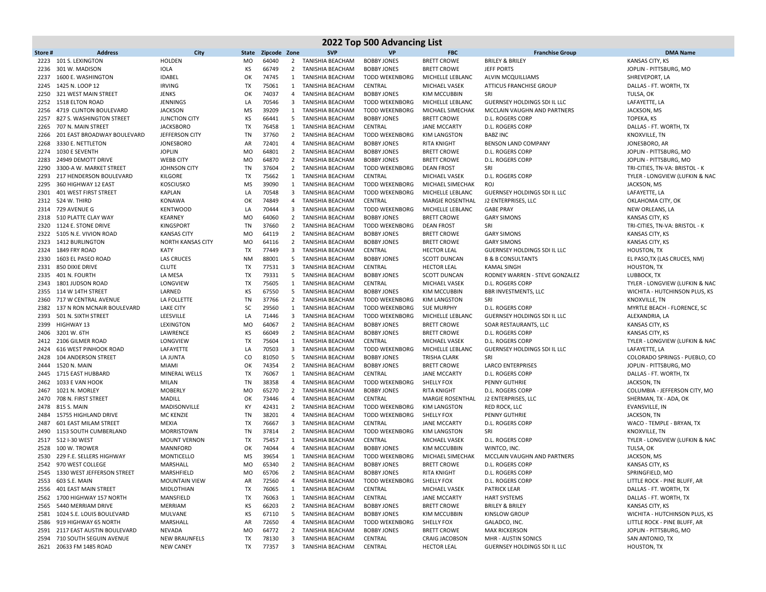# 2022 Top 500 Advancing List

| Store # | Address | City | State | Zipcode | Zone | SVP | VP | FBC | Franchise Group | DMA Name |
|---|---|---|---|---|---|---|---|---|---|---|
| 2223 | 101 S. LEXINGTON | HOLDEN | MO | 64040 | 2 | TANISHIA BEACHAM | BOBBY JONES | BRETT CROWE | BRILEY & BRILEY | KANSAS CITY, KS |
| 2236 | 301 W. MADISON | IOLA | KS | 66749 | 2 | TANISHIA BEACHAM | BOBBY JONES | BRETT CROWE | JEFF PORTS | JOPLIN - PITTSBURG, MO |
| 2237 | 1600 E. WASHINGTON | IDABEL | OK | 74745 | 1 | TANISHIA BEACHAM | TODD WEKENBORG | MICHELLE LEBLANC | ALVIN MCQUILLIAMS | SHREVEPORT, LA |
| 2245 | 1425 N. LOOP 12 | IRVING | TX | 75061 | 1 | TANISHIA BEACHAM | CENTRAL | MICHAEL VASEK | ATTICUS FRANCHISE GROUP | DALLAS - FT. WORTH, TX |
| 2250 | 321 WEST MAIN STREET | JENKS | OK | 74037 | 4 | TANISHIA BEACHAM | BOBBY JONES | KIM MCCUBBIN | SRI | TULSA, OK |
| 2252 | 1518 ELTON ROAD | JENNINGS | LA | 70546 | 3 | TANISHIA BEACHAM | TODD WEKENBORG | MICHELLE LEBLANC | GUERNSEY HOLDINGS SDI IL LLC | LAFAYETTE, LA |
| 2256 | 4719 CLINTON BOULEVARD | JACKSON | MS | 39209 | 1 | TANISHIA BEACHAM | TODD WEKENBORG | MICHAEL SIMECHAK | MCCLAIN VAUGHN AND PARTNERS | JACKSON, MS |
| 2257 | 827 S. WASHINGTON STREET | JUNCTION CITY | KS | 66441 | 5 | TANISHIA BEACHAM | BOBBY JONES | BRETT CROWE | D.L. ROGERS CORP | TOPEKA, KS |
| 2265 | 707 N. MAIN STREET | JACKSBORO | TX | 76458 | 1 | TANISHIA BEACHAM | CENTRAL | JANE MCCARTY | D.L. ROGERS CORP | DALLAS - FT. WORTH, TX |
| 2266 | 201 EAST BROADWAY BOULEVARD | JEFFERSON CITY | TN | 37760 | 2 | TANISHIA BEACHAM | TODD WEKENBORG | KIM LANGSTON | BABZ INC | KNOXVILLE, TN |
| 2268 | 3330 E. NETTLETON | JONESBORO | AR | 72401 | 4 | TANISHIA BEACHAM | BOBBY JONES | RITA KNIGHT | BENSON LAND COMPANY | JONESBORO, AR |
| 2274 | 1030 E SEVENTH | JOPLIN | MO | 64801 | 2 | TANISHIA BEACHAM | BOBBY JONES | BRETT CROWE | D.L. ROGERS CORP | JOPLIN - PITTSBURG, MO |
| 2283 | 24949 DEMOTT DRIVE | WEBB CITY | MO | 64870 | 2 | TANISHIA BEACHAM | BOBBY JONES | BRETT CROWE | D.L. ROGERS CORP | JOPLIN - PITTSBURG, MO |
| 2290 | 3300-A W. MARKET STREET | JOHNSON CITY | TN | 37604 | 2 | TANISHIA BEACHAM | TODD WEKENBORG | DEAN FROST | SRI | TRI-CITIES, TN-VA: BRISTOL - K |
| 2293 | 217 HENDERSON BOULEVARD | KILGORE | TX | 75662 | 1 | TANISHIA BEACHAM | CENTRAL | MICHAEL VASEK | D.L. ROGERS CORP | TYLER - LONGVIEW (LUFKIN & NAC |
| 2295 | 360 HIGHWAY 12 EAST | KOSCIUSKO | MS | 39090 | 1 | TANISHIA BEACHAM | TODD WEKENBORG | MICHAEL SIMECHAK | ROJ | JACKSON, MS |
| 2301 | 401 WEST FIRST STREET | KAPLAN | LA | 70548 | 3 | TANISHIA BEACHAM | TODD WEKENBORG | MICHELLE LEBLANC | GUERNSEY HOLDINGS SDI IL LLC | LAFAYETTE, LA |
| 2312 | 524 W. THIRD | KONAWA | OK | 74849 | 4 | TANISHIA BEACHAM | CENTRAL | MARGIE ROSENTHAL | J2 ENTERPRISES, LLC | OKLAHOMA CITY, OK |
| 2314 | 729 AVENUE G | KENTWOOD | LA | 70444 | 3 | TANISHIA BEACHAM | TODD WEKENBORG | MICHELLE LEBLANC | GABE PRAY | NEW ORLEANS, LA |
| 2318 | 510 PLATTE CLAY WAY | KEARNEY | MO | 64060 | 2 | TANISHIA BEACHAM | BOBBY JONES | BRETT CROWE | GARY SIMONS | KANSAS CITY, KS |
| 2320 | 1124 E. STONE DRIVE | KINGSPORT | TN | 37660 | 2 | TANISHIA BEACHAM | TODD WEKENBORG | DEAN FROST | SRI | TRI-CITIES, TN-VA: BRISTOL - K |
| 2322 | 5105 N.E. VIVION ROAD | KANSAS CITY | MO | 64119 | 2 | TANISHIA BEACHAM | BOBBY JONES | BRETT CROWE | GARY SIMONS | KANSAS CITY, KS |
| 2323 | 1412 BURLINGTON | NORTH KANSAS CITY | MO | 64116 | 2 | TANISHIA BEACHAM | BOBBY JONES | BRETT CROWE | GARY SIMONS | KANSAS CITY, KS |
| 2324 | 1849 FRY ROAD | KATY | TX | 77449 | 3 | TANISHIA BEACHAM | CENTRAL | HECTOR LEAL | GUERNSEY HOLDINGS SDI IL LLC | HOUSTON, TX |
| 2330 | 1603 EL PASEO ROAD | LAS CRUCES | NM | 88001 | 5 | TANISHIA BEACHAM | BOBBY JONES | SCOTT DUNCAN | B & B CONSULTANTS | EL PASO,TX (LAS CRUCES, NM) |
| 2331 | 850 DIXIE DRIVE | CLUTE | TX | 77531 | 3 | TANISHIA BEACHAM | CENTRAL | HECTOR LEAL | KAMAL SINGH | HOUSTON, TX |
| 2335 | 401 N. FOURTH | LA MESA | TX | 79331 | 5 | TANISHIA BEACHAM | BOBBY JONES | SCOTT DUNCAN | RODNEY WARREN - STEVE GONZALEZ | LUBBOCK, TX |
| 2343 | 1801 JUDSON ROAD | LONGVIEW | TX | 75605 | 1 | TANISHIA BEACHAM | CENTRAL | MICHAEL VASEK | D.L. ROGERS CORP | TYLER - LONGVIEW (LUFKIN & NAC |
| 2355 | 114 W 14TH STREET | LARNED | KS | 67550 | 5 | TANISHIA BEACHAM | BOBBY JONES | KIM MCCUBBIN | BBR INVESTMENTS, LLC | WICHITA - HUTCHINSON PLUS, KS |
| 2360 | 717 W CENTRAL AVENUE | LA FOLLETTE | TN | 37766 | 2 | TANISHIA BEACHAM | TODD WEKENBORG | KIM LANGSTON | SRI | KNOXVILLE, TN |
| 2382 | 137 N RON MCNAIR BOULEVARD | LAKE CITY | SC | 29560 | 1 | TANISHIA BEACHAM | TODD WEKENBORG | SUE MURPHY | D.L. ROGERS CORP | MYRTLE BEACH - FLORENCE, SC |
| 2393 | 501 N. SIXTH STREET | LEESVILLE | LA | 71446 | 3 | TANISHIA BEACHAM | TODD WEKENBORG | MICHELLE LEBLANC | GUERNSEY HOLDINGS SDI IL LLC | ALEXANDRIA, LA |
| 2399 | HIGHWAY 13 | LEXINGTON | MO | 64067 | 2 | TANISHIA BEACHAM | BOBBY JONES | BRETT CROWE | SOAR RESTAURANTS, LLC | KANSAS CITY, KS |
| 2406 | 3201 W. 6TH | LAWRENCE | KS | 66049 | 2 | TANISHIA BEACHAM | BOBBY JONES | BRETT CROWE | D.L. ROGERS CORP | KANSAS CITY, KS |
| 2412 | 2106 GILMER ROAD | LONGVIEW | TX | 75604 | 1 | TANISHIA BEACHAM | CENTRAL | MICHAEL VASEK | D.L. ROGERS CORP | TYLER - LONGVIEW (LUFKIN & NAC |
| 2424 | 616 WEST PINHOOK ROAD | LAFAYETTE | LA | 70503 | 3 | TANISHIA BEACHAM | TODD WEKENBORG | MICHELLE LEBLANC | GUERNSEY HOLDINGS SDI IL LLC | LAFAYETTE, LA |
| 2428 | 104 ANDERSON STREET | LA JUNTA | CO | 81050 | 5 | TANISHIA BEACHAM | BOBBY JONES | TRISHA CLARK | SRI | COLORADO SPRINGS - PUEBLO, CO |
| 2444 | 1520 N. MAIN | MIAMI | OK | 74354 | 2 | TANISHIA BEACHAM | BOBBY JONES | BRETT CROWE | LARCO ENTERPRISES | JOPLIN - PITTSBURG, MO |
| 2445 | 1715 EAST HUBBARD | MINERAL WELLS | TX | 76067 | 1 | TANISHIA BEACHAM | CENTRAL | JANE MCCARTY | D.L. ROGERS CORP | DALLAS - FT. WORTH, TX |
| 2462 | 1033 E VAN HOOK | MILAN | TN | 38358 | 4 | TANISHIA BEACHAM | TODD WEKENBORG | SHELLY FOX | PENNY GUTHRIE | JACKSON, TN |
| 2467 | 1021 N. MORLEY | MOBERLY | MO | 65270 | 2 | TANISHIA BEACHAM | BOBBY JONES | RITA KNIGHT | D.L. ROGERS CORP | COLUMBIA - JEFFERSON CITY, MO |
| 2470 | 708 N. FIRST STREET | MADILL | OK | 73446 | 4 | TANISHIA BEACHAM | CENTRAL | MARGIE ROSENTHAL | J2 ENTERPRISES, LLC | SHERMAN, TX - ADA, OK |
| 2478 | 815 S. MAIN | MADISONVILLE | KY | 42431 | 2 | TANISHIA BEACHAM | TODD WEKENBORG | KIM LANGSTON | RED ROCK, LLC | EVANSVILLE, IN |
| 2484 | 15755 HIGHLAND DRIVE | MC KENZIE | TN | 38201 | 4 | TANISHIA BEACHAM | TODD WEKENBORG | SHELLY FOX | PENNY GUTHRIE | JACKSON, TN |
| 2487 | 601 EAST MILAM STREET | MEXIA | TX | 76667 | 3 | TANISHIA BEACHAM | CENTRAL | JANE MCCARTY | D.L. ROGERS CORP | WACO - TEMPLE - BRYAN, TX |
| 2490 | 1153 SOUTH CUMBERLAND | MORRISTOWN | TN | 37814 | 2 | TANISHIA BEACHAM | TODD WEKENBORG | KIM LANGSTON | SRI | KNOXVILLE, TN |
| 2517 | 512 I-30 WEST | MOUNT VERNON | TX | 75457 | 1 | TANISHIA BEACHAM | CENTRAL | MICHAEL VASEK | D.L. ROGERS CORP | TYLER - LONGVIEW (LUFKIN & NAC |
| 2528 | 100 W. TROWER | MANNFORD | OK | 74044 | 4 | TANISHIA BEACHAM | BOBBY JONES | KIM MCCUBBIN | WINTCO, INC. | TULSA, OK |
| 2530 | 229 F.E. SELLERS HIGHWAY | MONTICELLO | MS | 39654 | 1 | TANISHIA BEACHAM | TODD WEKENBORG | MICHAEL SIMECHAK | MCCLAIN VAUGHN AND PARTNERS | JACKSON, MS |
| 2542 | 970 WEST COLLEGE | MARSHALL | MO | 65340 | 2 | TANISHIA BEACHAM | BOBBY JONES | BRETT CROWE | D.L. ROGERS CORP | KANSAS CITY, KS |
| 2545 | 1330 WEST JEFFERSON STREET | MARSHFIELD | MO | 65706 | 2 | TANISHIA BEACHAM | BOBBY JONES | RITA KNIGHT | D.L. ROGERS CORP | SPRINGFIELD, MO |
| 2553 | 603 S.E. MAIN | MOUNTAIN VIEW | AR | 72560 | 4 | TANISHIA BEACHAM | TODD WEKENBORG | SHELLY FOX | D.L. ROGERS CORP | LITTLE ROCK - PINE BLUFF, AR |
| 2556 | 401 EAST MAIN STREET | MIDLOTHIAN | TX | 76065 | 1 | TANISHIA BEACHAM | CENTRAL | MICHAEL VASEK | PATRICK LEAR | DALLAS - FT. WORTH, TX |
| 2562 | 1700 HIGHWAY 157 NORTH | MANSFIELD | TX | 76063 | 1 | TANISHIA BEACHAM | CENTRAL | JANE MCCARTY | HART SYSTEMS | DALLAS - FT. WORTH, TX |
| 2565 | 5440 MERRIAM DRIVE | MERRIAM | KS | 66203 | 2 | TANISHIA BEACHAM | BOBBY JONES | BRETT CROWE | BRILEY & BRILEY | KANSAS CITY, KS |
| 2581 | 1024 S.E. LOUIS BOULEVARD | MULVANE | KS | 67110 | 5 | TANISHIA BEACHAM | BOBBY JONES | KIM MCCUBBIN | KINSLOW GROUP | WICHITA - HUTCHINSON PLUS, KS |
| 2586 | 919 HIGHWAY 65 NORTH | MARSHALL | AR | 72650 | 4 | TANISHIA BEACHAM | TODD WEKENBORG | SHELLY FOX | GALADCO, INC. | LITTLE ROCK - PINE BLUFF, AR |
| 2591 | 2117 EAST AUSTIN BOULEVARD | NEVADA | MO | 64772 | 2 | TANISHIA BEACHAM | BOBBY JONES | BRETT CROWE | MAX RICKERSON | JOPLIN - PITTSBURG, MO |
| 2594 | 710 SOUTH SEGUIN AVENUE | NEW BRAUNFELS | TX | 78130 | 3 | TANISHIA BEACHAM | CENTRAL | CRAIG JACOBSON | MHR - AUSTIN SONICS | SAN ANTONIO, TX |
| 2621 | 20633 FM 1485 ROAD | NEW CANEY | TX | 77357 | 3 | TANISHIA BEACHAM | CENTRAL | HECTOR LEAL | GUERNSEY HOLDINGS SDI IL LLC | HOUSTON, TX |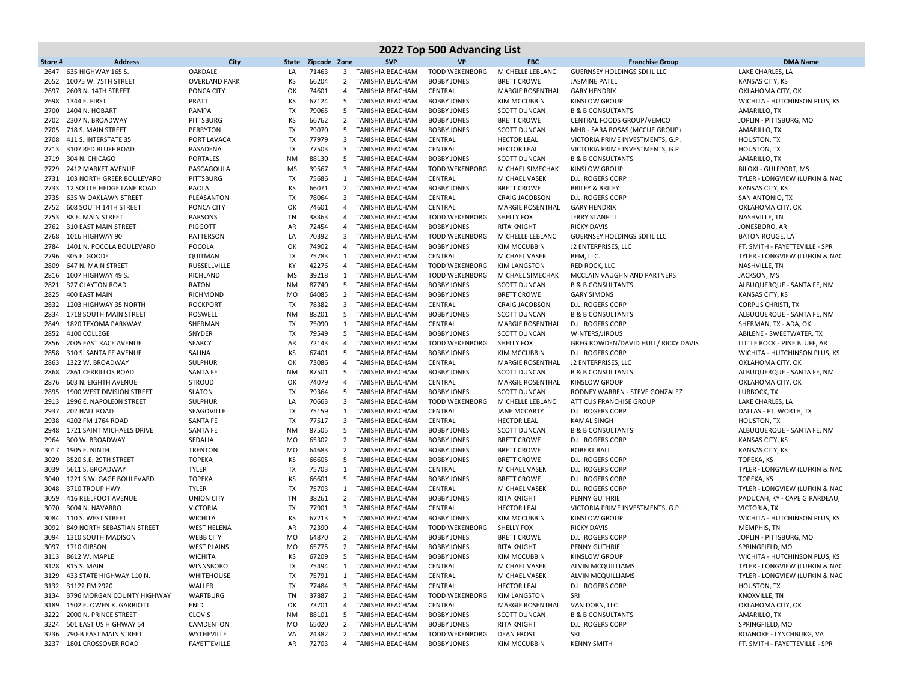# 2022 Top 500 Advancing List

| Store # | Address | City | State | Zipcode | Zone | SVP | VP | FBC | Franchise Group | DMA Name |
|---|---|---|---|---|---|---|---|---|---|---|
| 2647 | 635 HIGHWAY 165 S. | OAKDALE | LA | 71463 | 3 | TANISHIA BEACHAM | TODD WEKENBORG | MICHELLE LEBLANC | GUERNSEY HOLDINGS SDI IL LLC | LAKE CHARLES, LA |
| 2652 | 10075 W. 75TH STREET | OVERLAND PARK | KS | 66204 | 2 | TANISHIA BEACHAM | BOBBY JONES | BRETT CROWE | JASMINE PATEL | KANSAS CITY, KS |
| 2697 | 2603 N. 14TH STREET | PONCA CITY | OK | 74601 | 4 | TANISHIA BEACHAM | CENTRAL | MARGIE ROSENTHAL | GARY HENDRIX | OKLAHOMA CITY, OK |
| 2698 | 1344 E. FIRST | PRATT | KS | 67124 | 5 | TANISHIA BEACHAM | BOBBY JONES | KIM MCCUBBIN | KINSLOW GROUP | WICHITA - HUTCHINSON PLUS, KS |
| 2700 | 1404 N. HOBART | PAMPA | TX | 79065 | 5 | TANISHIA BEACHAM | BOBBY JONES | SCOTT DUNCAN | B & B CONSULTANTS | AMARILLO, TX |
| 2702 | 2307 N. BROADWAY | PITTSBURG | KS | 66762 | 2 | TANISHIA BEACHAM | BOBBY JONES | BRETT CROWE | CENTRAL FOODS GROUP/VEMCO | JOPLIN - PITTSBURG, MO |
| 2705 | 718 S. MAIN STREET | PERRYTON | TX | 79070 | 5 | TANISHIA BEACHAM | BOBBY JONES | SCOTT DUNCAN | MHR - SARA ROSAS (MCCUE GROUP) | AMARILLO, TX |
| 2708 | 411 S. INTERSTATE 35 | PORT LAVACA | TX | 77979 | 3 | TANISHIA BEACHAM | CENTRAL | HECTOR LEAL | VICTORIA PRIME INVESTMENTS, G.P. | HOUSTON, TX |
| 2713 | 3107 RED BLUFF ROAD | PASADENA | TX | 77503 | 3 | TANISHIA BEACHAM | CENTRAL | HECTOR LEAL | VICTORIA PRIME INVESTMENTS, G.P. | HOUSTON, TX |
| 2719 | 304 N. CHICAGO | PORTALES | NM | 88130 | 5 | TANISHIA BEACHAM | BOBBY JONES | SCOTT DUNCAN | B & B CONSULTANTS | AMARILLO, TX |
| 2729 | 2412 MARKET AVENUE | PASCAGOULA | MS | 39567 | 3 | TANISHIA BEACHAM | TODD WEKENBORG | MICHAEL SIMECHAK | KINSLOW GROUP | BILOXI - GULFPORT, MS |
| 2731 | 103 NORTH GREER BOULEVARD | PITTSBURG | TX | 75686 | 1 | TANISHIA BEACHAM | CENTRAL | MICHAEL VASEK | D.L. ROGERS CORP | TYLER - LONGVIEW (LUFKIN & NAC |
| 2733 | 12 SOUTH HEDGE LANE ROAD | PAOLA | KS | 66071 | 2 | TANISHIA BEACHAM | BOBBY JONES | BRETT CROWE | BRILEY & BRILEY | KANSAS CITY, KS |
| 2735 | 635 W OAKLAWN STREET | PLEASANTON | TX | 78064 | 3 | TANISHIA BEACHAM | CENTRAL | CRAIG JACOBSON | D.L. ROGERS CORP | SAN ANTONIO, TX |
| 2752 | 608 SOUTH 14TH STREET | PONCA CITY | OK | 74601 | 4 | TANISHIA BEACHAM | CENTRAL | MARGIE ROSENTHAL | GARY HENDRIX | OKLAHOMA CITY, OK |
| 2753 | 88 E. MAIN STREET | PARSONS | TN | 38363 | 4 | TANISHIA BEACHAM | TODD WEKENBORG | SHELLY FOX | JERRY STANFILL | NASHVILLE, TN |
| 2762 | 310 EAST MAIN STREET | PIGGOTT | AR | 72454 | 4 | TANISHIA BEACHAM | BOBBY JONES | RITA KNIGHT | RICKY DAVIS | JONESBORO, AR |
| 2768 | 1016 HIGHWAY 90 | PATTERSON | LA | 70392 | 3 | TANISHIA BEACHAM | TODD WEKENBORG | MICHELLE LEBLANC | GUERNSEY HOLDINGS SDI IL LLC | BATON ROUGE, LA |
| 2784 | 1401 N. POCOLA BOULEVARD | POCOLA | OK | 74902 | 4 | TANISHIA BEACHAM | BOBBY JONES | KIM MCCUBBIN | J2 ENTERPRISES, LLC | FT. SMITH - FAYETTEVILLE - SPR |
| 2796 | 305 E. GOODE | QUITMAN | TX | 75783 | 1 | TANISHIA BEACHAM | CENTRAL | MICHAEL VASEK | BEM, LLC. | TYLER - LONGVIEW (LUFKIN & NAC |
| 2809 | 647 N. MAIN STREET | RUSSELLVILLE | KY | 42276 | 4 | TANISHIA BEACHAM | TODD WEKENBORG | KIM LANGSTON | RED ROCK, LLC | NASHVILLE, TN |
| 2816 | 1007 HIGHWAY 49 S. | RICHLAND | MS | 39218 | 1 | TANISHIA BEACHAM | TODD WEKENBORG | MICHAEL SIMECHAK | MCCLAIN VAUGHN AND PARTNERS | JACKSON, MS |
| 2821 | 327 CLAYTON ROAD | RATON | NM | 87740 | 5 | TANISHIA BEACHAM | BOBBY JONES | SCOTT DUNCAN | B & B CONSULTANTS | ALBUQUERQUE - SANTA FE, NM |
| 2825 | 400 EAST MAIN | RICHMOND | MO | 64085 | 2 | TANISHIA BEACHAM | BOBBY JONES | BRETT CROWE | GARY SIMONS | KANSAS CITY, KS |
| 2832 | 1203 HIGHWAY 35 NORTH | ROCKPORT | TX | 78382 | 3 | TANISHIA BEACHAM | CENTRAL | CRAIG JACOBSON | D.L. ROGERS CORP | CORPUS CHRISTI, TX |
| 2834 | 1718 SOUTH MAIN STREET | ROSWELL | NM | 88201 | 5 | TANISHIA BEACHAM | BOBBY JONES | SCOTT DUNCAN | B & B CONSULTANTS | ALBUQUERQUE - SANTA FE, NM |
| 2849 | 1820 TEXOMA PARKWAY | SHERMAN | TX | 75090 | 1 | TANISHIA BEACHAM | CENTRAL | MARGIE ROSENTHAL | D.L. ROGERS CORP | SHERMAN, TX - ADA, OK |
| 2852 | 4100 COLLEGE | SNYDER | TX | 79549 | 5 | TANISHIA BEACHAM | BOBBY JONES | SCOTT DUNCAN | WINTERS/JIROUS | ABILENE - SWEETWATER, TX |
| 2856 | 2005 EAST RACE AVENUE | SEARCY | AR | 72143 | 4 | TANISHIA BEACHAM | TODD WEKENBORG | SHELLY FOX | GREG ROWDEN/DAVID HULL/ RICKY DAVIS | LITTLE ROCK - PINE BLUFF, AR |
| 2858 | 310 S. SANTA FE AVENUE | SALINA | KS | 67401 | 5 | TANISHIA BEACHAM | BOBBY JONES | KIM MCCUBBIN | D.L. ROGERS CORP | WICHITA - HUTCHINSON PLUS, KS |
| 2863 | 1322 W. BROADWAY | SULPHUR | OK | 73086 | 4 | TANISHIA BEACHAM | CENTRAL | MARGIE ROSENTHAL | J2 ENTERPRISES, LLC | OKLAHOMA CITY, OK |
| 2868 | 2861 CERRILLOS ROAD | SANTA FE | NM | 87501 | 5 | TANISHIA BEACHAM | BOBBY JONES | SCOTT DUNCAN | B & B CONSULTANTS | ALBUQUERQUE - SANTA FE, NM |
| 2876 | 603 N. EIGHTH AVENUE | STROUD | OK | 74079 | 4 | TANISHIA BEACHAM | CENTRAL | MARGIE ROSENTHAL | KINSLOW GROUP | OKLAHOMA CITY, OK |
| 2895 | 1900 WEST DIVISION STREET | SLATON | TX | 79364 | 5 | TANISHIA BEACHAM | BOBBY JONES | SCOTT DUNCAN | RODNEY WARREN - STEVE GONZALEZ | LUBBOCK, TX |
| 2913 | 1996 E. NAPOLEON STREET | SULPHUR | LA | 70663 | 3 | TANISHIA BEACHAM | TODD WEKENBORG | MICHELLE LEBLANC | ATTICUS FRANCHISE GROUP | LAKE CHARLES, LA |
| 2937 | 202 HALL ROAD | SEAGOVILLE | TX | 75159 | 1 | TANISHIA BEACHAM | CENTRAL | JANE MCCARTY | D.L. ROGERS CORP | DALLAS - FT. WORTH, TX |
| 2938 | 4202 FM 1764 ROAD | SANTA FE | TX | 77517 | 3 | TANISHIA BEACHAM | CENTRAL | HECTOR LEAL | KAMAL SINGH | HOUSTON, TX |
| 2948 | 1721 SAINT MICHAELS DRIVE | SANTA FE | NM | 87505 | 5 | TANISHIA BEACHAM | BOBBY JONES | SCOTT DUNCAN | B & B CONSULTANTS | ALBUQUERQUE - SANTA FE, NM |
| 2964 | 300 W. BROADWAY | SEDALIA | MO | 65302 | 2 | TANISHIA BEACHAM | BOBBY JONES | BRETT CROWE | D.L. ROGERS CORP | KANSAS CITY, KS |
| 3017 | 1905 E. NINTH | TRENTON | MO | 64683 | 2 | TANISHIA BEACHAM | BOBBY JONES | BRETT CROWE | ROBERT BALL | KANSAS CITY, KS |
| 3029 | 3520 S.E. 29TH STREET | TOPEKA | KS | 66605 | 5 | TANISHIA BEACHAM | BOBBY JONES | BRETT CROWE | D.L. ROGERS CORP | TOPEKA, KS |
| 3039 | 5611 S. BROADWAY | TYLER | TX | 75703 | 1 | TANISHIA BEACHAM | CENTRAL | MICHAEL VASEK | D.L. ROGERS CORP | TYLER - LONGVIEW (LUFKIN & NAC |
| 3040 | 1221 S.W. GAGE BOULEVARD | TOPEKA | KS | 66601 | 5 | TANISHIA BEACHAM | BOBBY JONES | BRETT CROWE | D.L. ROGERS CORP | TOPEKA, KS |
| 3048 | 3710 TROUP HWY. | TYLER | TX | 75703 | 1 | TANISHIA BEACHAM | CENTRAL | MICHAEL VASEK | D.L. ROGERS CORP | TYLER - LONGVIEW (LUFKIN & NAC |
| 3059 | 416 REELFOOT AVENUE | UNION CITY | TN | 38261 | 2 | TANISHIA BEACHAM | BOBBY JONES | RITA KNIGHT | PENNY GUTHRIE | PADUCAH, KY - CAPE GIRARDEAU, |
| 3070 | 3004 N. NAVARRO | VICTORIA | TX | 77901 | 3 | TANISHIA BEACHAM | CENTRAL | HECTOR LEAL | VICTORIA PRIME INVESTMENTS, G.P. | VICTORIA, TX |
| 3084 | 110 S. WEST STREET | WICHITA | KS | 67213 | 5 | TANISHIA BEACHAM | BOBBY JONES | KIM MCCUBBIN | KINSLOW GROUP | WICHITA - HUTCHINSON PLUS, KS |
| 3092 | 849 NORTH SEBASTIAN STREET | WEST HELENA | AR | 72390 | 4 | TANISHIA BEACHAM | TODD WEKENBORG | SHELLY FOX | RICKY DAVIS | MEMPHIS, TN |
| 3094 | 1310 SOUTH MADISON | WEBB CITY | MO | 64870 | 2 | TANISHIA BEACHAM | BOBBY JONES | BRETT CROWE | D.L. ROGERS CORP | JOPLIN - PITTSBURG, MO |
| 3097 | 1710 GIBSON | WEST PLAINS | MO | 65775 | 2 | TANISHIA BEACHAM | BOBBY JONES | RITA KNIGHT | PENNY GUTHRIE | SPRINGFIELD, MO |
| 3113 | 8612 W. MAPLE | WICHITA | KS | 67209 | 5 | TANISHIA BEACHAM | BOBBY JONES | KIM MCCUBBIN | KINSLOW GROUP | WICHITA - HUTCHINSON PLUS, KS |
| 3128 | 815 S. MAIN | WINNSBORO | TX | 75494 | 1 | TANISHIA BEACHAM | CENTRAL | MICHAEL VASEK | ALVIN MCQUILLIAMS | TYLER - LONGVIEW (LUFKIN & NAC |
| 3129 | 433 STATE HIGHWAY 110 N. | WHITEHOUSE | TX | 75791 | 1 | TANISHIA BEACHAM | CENTRAL | MICHAEL VASEK | ALVIN MCQUILLIAMS | TYLER - LONGVIEW (LUFKIN & NAC |
| 3132 | 31122 FM 2920 | WALLER | TX | 77484 | 3 | TANISHIA BEACHAM | CENTRAL | HECTOR LEAL | D.L. ROGERS CORP | HOUSTON, TX |
| 3134 | 3796 MORGAN COUNTY HIGHWAY | WARTBURG | TN | 37887 | 2 | TANISHIA BEACHAM | TODD WEKENBORG | KIM LANGSTON | SRI | KNOXVILLE, TN |
| 3189 | 1502 E. OWEN K. GARRIOTT | ENID | OK | 73701 | 4 | TANISHIA BEACHAM | CENTRAL | MARGIE ROSENTHAL | VAN DORN, LLC | OKLAHOMA CITY, OK |
| 3222 | 2000 N. PRINCE STREET | CLOVIS | NM | 88101 | 5 | TANISHIA BEACHAM | BOBBY JONES | SCOTT DUNCAN | B & B CONSULTANTS | AMARILLO, TX |
| 3224 | 501 EAST US HIGHWAY 54 | CAMDENTON | MO | 65020 | 2 | TANISHIA BEACHAM | BOBBY JONES | RITA KNIGHT | D.L. ROGERS CORP | SPRINGFIELD, MO |
| 3236 | 790-B EAST MAIN STREET | WYTHEVILLE | VA | 24382 | 2 | TANISHIA BEACHAM | TODD WEKENBORG | DEAN FROST | SRI | ROANOKE - LYNCHBURG, VA |
| 3237 | 1801 CROSSOVER ROAD | FAYETTEVILLE | AR | 72703 | 4 | TANISHIA BEACHAM | BOBBY JONES | KIM MCCUBBIN | KENNY SMITH | FT. SMITH - FAYETTEVILLE - SPR |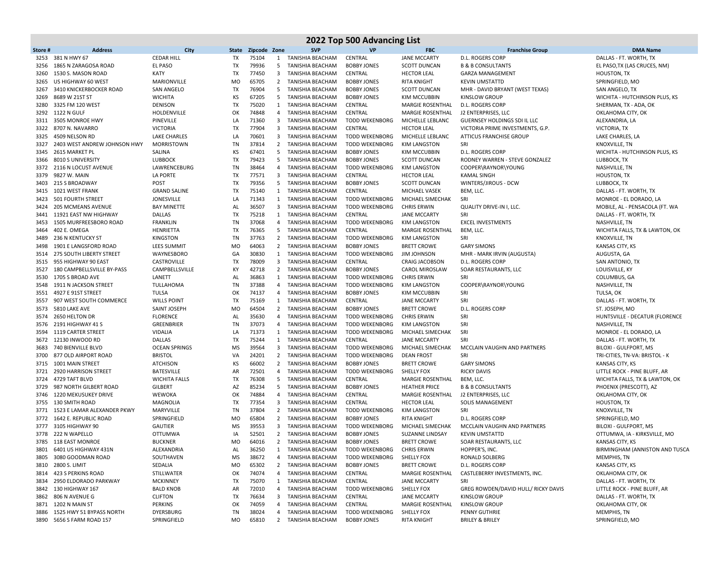# 2022 Top 500 Advancing List

| Store # | Address | City | State | Zipcode | Zone | SVP | VP | FBC | Franchise Group | DMA Name |
|---|---|---|---|---|---|---|---|---|---|---|
| 3253 | 381 N HWY 67 | CEDAR HILL | TX | 75104 | 1 | TANISHIA BEACHAM | CENTRAL | JANE MCCARTY | D.L. ROGERS CORP | DALLAS - FT. WORTH, TX |
| 3256 | 1865 N ZARAGOSA ROAD | EL PASO | TX | 79936 | 5 | TANISHIA BEACHAM | BOBBY JONES | SCOTT DUNCAN | B & B CONSULTANTS | EL PASO,TX (LAS CRUCES, NM) |
| 3260 | 1530 S. MASON ROAD | KATY | TX | 77450 | 3 | TANISHIA BEACHAM | CENTRAL | HECTOR LEAL | GARZA MANAGEMENT | HOUSTON, TX |
| 3265 | US HIGHWAY 60 WEST | MARIONVILLE | MO | 65705 | 2 | TANISHIA BEACHAM | BOBBY JONES | RITA KNIGHT | KEVIN UMSTATTD | SPRINGFIELD, MO |
| 3267 | 3410 KNICKERBOCKER ROAD | SAN ANGELO | TX | 76904 | 5 | TANISHIA BEACHAM | BOBBY JONES | SCOTT DUNCAN | MHR - DAVID BRYANT (WEST TEXAS) | SAN ANGELO, TX |
| 3269 | 8689 W 21ST ST | WICHITA | KS | 67205 | 5 | TANISHIA BEACHAM | BOBBY JONES | KIM MCCUBBIN | KINSLOW GROUP | WICHITA - HUTCHINSON PLUS, KS |
| 3280 | 3325 FM 120 WEST | DENISON | TX | 75020 | 1 | TANISHIA BEACHAM | CENTRAL | MARGIE ROSENTHAL | D.L. ROGERS CORP | SHERMAN, TX - ADA, OK |
| 3292 | 1122 N GULF | HOLDENVILLE | OK | 74848 | 4 | TANISHIA BEACHAM | CENTRAL | MARGIE ROSENTHAL | J2 ENTERPRISES, LLC | OKLAHOMA CITY, OK |
| 3311 | 3505 MONROE HWY | PINEVILLE | LA | 71360 | 3 | TANISHIA BEACHAM | TODD WEKENBORG | MICHELLE LEBLANC | GUERNSEY HOLDINGS SDI IL LLC | ALEXANDRIA, LA |
| 3322 | 8707 N. NAVARRO | VICTORIA | TX | 77904 | 3 | TANISHIA BEACHAM | CENTRAL | HECTOR LEAL | VICTORIA PRIME INVESTMENTS, G.P. | VICTORIA, TX |
| 3325 | 4509 NELSON RD | LAKE CHARLES | LA | 70601 | 3 | TANISHIA BEACHAM | TODD WEKENBORG | MICHELLE LEBLANC | ATTICUS FRANCHISE GROUP | LAKE CHARLES, LA |
| 3327 | 2403 WEST ANDREW JOHNSON HWY | MORRISTOWN | TN | 37814 | 2 | TANISHIA BEACHAM | TODD WEKENBORG | KIM LANGSTON | SRI | KNOXVILLE, TN |
| 3345 | 2615 MARKET PL | SALINA | KS | 67401 | 5 | TANISHIA BEACHAM | BOBBY JONES | KIM MCCUBBIN | D.L. ROGERS CORP | WICHITA - HUTCHINSON PLUS, KS |
| 3366 | 8010 S UNIVERSITY | LUBBOCK | TX | 79423 | 5 | TANISHIA BEACHAM | BOBBY JONES | SCOTT DUNCAN | RODNEY WARREN - STEVE GONZALEZ | LUBBOCK, TX |
| 3372 | 2116 N LOCUST AVENUE | LAWRENCEBURG | TN | 38464 | 4 | TANISHIA BEACHAM | TODD WEKENBORG | KIM LANGSTON | COOPER\RAYNOR\YOUNG | NASHVILLE, TN |
| 3379 | 9827 W. MAIN | LA PORTE | TX | 77571 | 3 | TANISHIA BEACHAM | CENTRAL | HECTOR LEAL | KAMAL SINGH | HOUSTON, TX |
| 3403 | 215 S BROADWAY | POST | TX | 79356 | 5 | TANISHIA BEACHAM | BOBBY JONES | SCOTT DUNCAN | WINTERS/JIROUS - DCW | LUBBOCK, TX |
| 3415 | 1021 WEST FRANK | GRAND SALINE | TX | 75140 | 1 | TANISHIA BEACHAM | CENTRAL | MICHAEL VASEK | BEM, LLC. | DALLAS - FT. WORTH, TX |
| 3423 | 501 FOURTH STREET | JONESVILLE | LA | 71343 | 1 | TANISHIA BEACHAM | TODD WEKENBORG | MICHAEL SIMECHAK | SRI | MONROE - EL DORADO, LA |
| 3424 | 205 MCMEANS AVENUE | BAY MINETTE | AL | 36507 | 3 | TANISHIA BEACHAM | TODD WEKENBORG | CHRIS ERWIN | QUALITY DRIVE-IN I, LLC. | MOBILE, AL - PENSACOLA (FT. WA |
| 3441 | 11921 EAST NW HIGHWAY | DALLAS | TX | 75218 | 1 | TANISHIA BEACHAM | CENTRAL | JANE MCCARTY | SRI | DALLAS - FT. WORTH, TX |
| 3453 | 1505 MURFREESBORO ROAD | FRANKLIN | TN | 37068 | 4 | TANISHIA BEACHAM | TODD WEKENBORG | KIM LANGSTON | EXCEL INVESTMENTS | NASHVILLE, TN |
| 3464 | 402 E. OMEGA | HENRIETTA | TX | 76365 | 5 | TANISHIA BEACHAM | CENTRAL | MARGIE ROSENTHAL | BEM, LLC. | WICHITA FALLS, TX & LAWTON, OK |
| 3489 | 236 N KENTUCKY ST | KINGSTON | TN | 37763 | 2 | TANISHIA BEACHAM | TODD WEKENBORG | KIM LANGSTON | SRI | KNOXVILLE, TN |
| 3498 | 1901 E LANGSFORD ROAD | LEES SUMMIT | MO | 64063 | 2 | TANISHIA BEACHAM | BOBBY JONES | BRETT CROWE | GARY SIMONS | KANSAS CITY, KS |
| 3514 | 275 SOUTH LIBERTY STREET | WAYNESBORO | GA | 30830 | 1 | TANISHIA BEACHAM | TODD WEKENBORG | JIM JOHNSON | MHR - MARK IRVIN (AUGUSTA) | AUGUSTA, GA |
| 3515 | 955 HIGHWAY 90 EAST | CASTROVILLE | TX | 78009 | 3 | TANISHIA BEACHAM | CENTRAL | CRAIG JACOBSON | D.L. ROGERS CORP | SAN ANTONIO, TX |
| 3527 | 180 CAMPBELLSVILLE BY-PASS | CAMPBELLSVILLE | KY | 42718 | 2 | TANISHIA BEACHAM | BOBBY JONES | CAROL MIROSLAW | SOAR RESTAURANTS, LLC | LOUISVILLE, KY |
| 3530 | 1705 S BROAD AVE | LANETT | AL | 36863 | 1 | TANISHIA BEACHAM | TODD WEKENBORG | CHRIS ERWIN | SRI | COLUMBUS, GA |
| 3548 | 1911 N JACKSON STREET | TULLAHOMA | TN | 37388 | 4 | TANISHIA BEACHAM | TODD WEKENBORG | KIM LANGSTON | COOPER\RAYNOR\YOUNG | NASHVILLE, TN |
| 3551 | 4927 E 91ST STREET | TULSA | OK | 74137 | 4 | TANISHIA BEACHAM | BOBBY JONES | KIM MCCUBBIN | SRI | TULSA, OK |
| 3557 | 907 WEST SOUTH COMMERCE | WILLS POINT | TX | 75169 | 1 | TANISHIA BEACHAM | CENTRAL | JANE MCCARTY | SRI | DALLAS - FT. WORTH, TX |
| 3573 | 5810 LAKE AVE | SAINT JOSEPH | MO | 64504 | 2 | TANISHIA BEACHAM | BOBBY JONES | BRETT CROWE | D.L. ROGERS CORP | ST. JOSEPH, MO |
| 3574 | 2650 HELTON DR | FLORENCE | AL | 35630 | 4 | TANISHIA BEACHAM | TODD WEKENBORG | CHRIS ERWIN | SRI | HUNTSVILLE - DECATUR (FLORENCE |
| 3576 | 2191 HIGHWAY 41 S | GREENBRIER | TN | 37073 | 4 | TANISHIA BEACHAM | TODD WEKENBORG | KIM LANGSTON | SRI | NASHVILLE, TN |
| 3594 | 1119 CARTER STREET | VIDALIA | LA | 71373 | 1 | TANISHIA BEACHAM | TODD WEKENBORG | MICHAEL SIMECHAK | SRI | MONROE - EL DORADO, LA |
| 3672 | 12130 INWOOD RD | DALLAS | TX | 75244 | 1 | TANISHIA BEACHAM | CENTRAL | JANE MCCARTY | SRI | DALLAS - FT. WORTH, TX |
| 3683 | 740 BIENVILLE BLVD | OCEAN SPRINGS | MS | 39564 | 3 | TANISHIA BEACHAM | TODD WEKENBORG | MICHAEL SIMECHAK | MCCLAIN VAUGHN AND PARTNERS | BILOXI - GULFPORT, MS |
| 3700 | 877 OLD AIRPORT ROAD | BRISTOL | VA | 24201 | 2 | TANISHIA BEACHAM | TODD WEKENBORG | DEAN FROST | SRI | TRI-CITIES, TN-VA: BRISTOL - K |
| 3715 | 1001 MAIN STREET | ATCHISON | KS | 66002 | 2 | TANISHIA BEACHAM | BOBBY JONES | BRETT CROWE | GARY SIMONS | KANSAS CITY, KS |
| 3721 | 2920 HARRISON STREET | BATESVILLE | AR | 72501 | 4 | TANISHIA BEACHAM | TODD WEKENBORG | SHELLY FOX | RICKY DAVIS | LITTLE ROCK - PINE BLUFF, AR |
| 3724 | 4729 TAFT BLVD | WICHITA FALLS | TX | 76308 | 5 | TANISHIA BEACHAM | CENTRAL | MARGIE ROSENTHAL | BEM, LLC. | WICHITA FALLS, TX & LAWTON, OK |
| 3729 | 987 NORTH GILBERT ROAD | GILBERT | AZ | 85234 | 5 | TANISHIA BEACHAM | BOBBY JONES | HEATHER PRICE | B & B CONSULTANTS | PHOENIX (PRESCOTT), AZ |
| 3746 | 1220 MEKUSUKEY DRIVE | WEWOKA | OK | 74884 | 4 | TANISHIA BEACHAM | CENTRAL | MARGIE ROSENTHAL | J2 ENTERPRISES, LLC | OKLAHOMA CITY, OK |
| 3755 | 130 SMITH ROAD | MAGNOLIA | TX | 77354 | 3 | TANISHIA BEACHAM | CENTRAL | HECTOR LEAL | SOLIS MANAGEMENT | HOUSTON, TX |
| 3771 | 1523 E LAMAR ALEXANDER PKWY | MARYVILLE | TN | 37804 | 2 | TANISHIA BEACHAM | TODD WEKENBORG | KIM LANGSTON | SRI | KNOXVILLE, TN |
| 3772 | 1642 E. REPUBLIC ROAD | SPRINGFIELD | MO | 65804 | 2 | TANISHIA BEACHAM | BOBBY JONES | RITA KNIGHT | D.L. ROGERS CORP | SPRINGFIELD, MO |
| 3777 | 3105 HIGHWAY 90 | GAUTIER | MS | 39553 | 3 | TANISHIA BEACHAM | TODD WEKENBORG | MICHAEL SIMECHAK | MCCLAIN VAUGHN AND PARTNERS | BILOXI - GULFPORT, MS |
| 3778 | 222 N WAPELLO | OTTUMWA | IA | 52501 | 2 | TANISHIA BEACHAM | BOBBY JONES | SUZANNE LINDSAY | KEVIN UMSTATTD | OTTUMWA, IA - KIRKSVILLE, MO |
| 3785 | 118 EAST MONROE | BUCKNER | MO | 64016 | 2 | TANISHIA BEACHAM | BOBBY JONES | BRETT CROWE | SOAR RESTAURANTS, LLC | KANSAS CITY, KS |
| 3801 | 6401 US HIGHWAY 431N | ALEXANDRIA | AL | 36250 | 1 | TANISHIA BEACHAM | TODD WEKENBORG | CHRIS ERWIN | HOPPER'S, INC. | BIRMINGHAM (ANNISTON AND TUSCA |
| 3805 | 3080 GOODMAN ROAD | SOUTHAVEN | MS | 38672 | 4 | TANISHIA BEACHAM | TODD WEKENBORG | SHELLY FOX | RONALD SOLBERG | MEMPHIS, TN |
| 3810 | 2800 S. LIMIT | SEDALIA | MO | 65302 | 2 | TANISHIA BEACHAM | BOBBY JONES | BRETT CROWE | D.L. ROGERS CORP | KANSAS CITY, KS |
| 3814 | 423 S PERKINS ROAD | STILLWATER | OK | 74074 | 4 | TANISHIA BEACHAM | CENTRAL | MARGIE ROSENTHAL | CASTLEBERRY INVESTMENTS, INC. | OKLAHOMA CITY, OK |
| 3834 | 2950 ELDORADO PARKWAY | MCKINNEY | TX | 75070 | 1 | TANISHIA BEACHAM | CENTRAL | JANE MCCARTY | SRI | DALLAS - FT. WORTH, TX |
| 3842 | 130 HIGHWAY 167 | BALD KNOB | AR | 72010 | 4 | TANISHIA BEACHAM | TODD WEKENBORG | SHELLY FOX | GREG ROWDEN/DAVID HULL/ RICKY DAVIS | LITTLE ROCK - PINE BLUFF, AR |
| 3862 | 806 N AVENUE G | CLIFTON | TX | 76634 | 3 | TANISHIA BEACHAM | CENTRAL | JANE MCCARTY | KINSLOW GROUP | DALLAS - FT. WORTH, TX |
| 3871 | 1202 N MAIN ST | PERKINS | OK | 74059 | 4 | TANISHIA BEACHAM | CENTRAL | MARGIE ROSENTHAL | KINSLOW GROUP | OKLAHOMA CITY, OK |
| 3886 | 1525 HWY 51 BYPASS NORTH | DYERSBURG | TN | 38024 | 4 | TANISHIA BEACHAM | TODD WEKENBORG | SHELLY FOX | PENNY GUTHRIE | MEMPHIS, TN |
| 3890 | 5656 S FARM ROAD 157 | SPRINGFIELD | MO | 65810 | 2 | TANISHIA BEACHAM | BOBBY JONES | RITA KNIGHT | BRILEY & BRILEY | SPRINGFIELD, MO |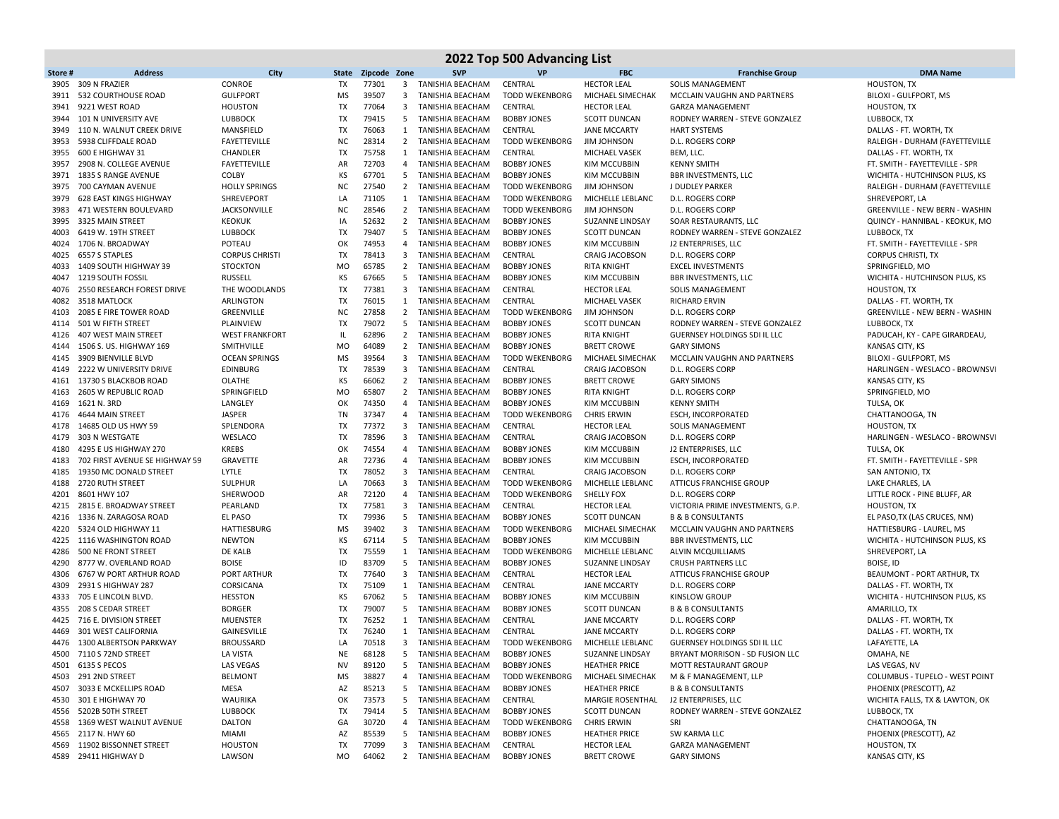# 2022 Top 500 Advancing List

| Store # | Address | City | State | Zipcode | Zone | SVP | VP | FBC | Franchise Group | DMA Name |
|---|---|---|---|---|---|---|---|---|---|---|
| 3905 | 309 N FRAZIER | CONROE | TX | 77301 | 3 | TANISHIA BEACHAM | CENTRAL | HECTOR LEAL | SOLIS MANAGEMENT | HOUSTON, TX |
| 3911 | 532 COURTHOUSE ROAD | GULFPORT | MS | 39507 | 3 | TANISHIA BEACHAM | TODD WEKENBORG | MICHAEL SIMECHAK | MCCLAIN VAUGHN AND PARTNERS | BILOXI - GULFPORT, MS |
| 3941 | 9221 WEST ROAD | HOUSTON | TX | 77064 | 3 | TANISHIA BEACHAM | CENTRAL | HECTOR LEAL | GARZA MANAGEMENT | HOUSTON, TX |
| 3944 | 101 N UNIVERSITY AVE | LUBBOCK | TX | 79415 | 5 | TANISHIA BEACHAM | BOBBY JONES | SCOTT DUNCAN | RODNEY WARREN - STEVE GONZALEZ | LUBBOCK, TX |
| 3949 | 110 N. WALNUT CREEK DRIVE | MANSFIELD | TX | 76063 | 1 | TANISHIA BEACHAM | CENTRAL | JANE MCCARTY | HART SYSTEMS | DALLAS - FT. WORTH, TX |
| 3953 | 5938 CLIFFDALE ROAD | FAYETTEVILLE | NC | 28314 | 2 | TANISHIA BEACHAM | TODD WEKENBORG | JIM JOHNSON | D.L. ROGERS CORP | RALEIGH - DURHAM (FAYETTEVILLE |
| 3955 | 600 E HIGHWAY 31 | CHANDLER | TX | 75758 | 1 | TANISHIA BEACHAM | CENTRAL | MICHAEL VASEK | BEM, LLC. | DALLAS - FT. WORTH, TX |
| 3957 | 2908 N. COLLEGE AVENUE | FAYETTEVILLE | AR | 72703 | 4 | TANISHIA BEACHAM | BOBBY JONES | KIM MCCUBBIN | KENNY SMITH | FT. SMITH - FAYETTEVILLE - SPR |
| 3971 | 1835 S RANGE AVENUE | COLBY | KS | 67701 | 5 | TANISHIA BEACHAM | BOBBY JONES | KIM MCCUBBIN | BBR INVESTMENTS, LLC | WICHITA - HUTCHINSON PLUS, KS |
| 3975 | 700 CAYMAN AVENUE | HOLLY SPRINGS | NC | 27540 | 2 | TANISHIA BEACHAM | TODD WEKENBORG | JIM JOHNSON | J DUDLEY PARKER | RALEIGH - DURHAM (FAYETTEVILLE |
| 3979 | 628 EAST KINGS HIGHWAY | SHREVEPORT | LA | 71105 | 1 | TANISHIA BEACHAM | TODD WEKENBORG | MICHELLE LEBLANC | D.L. ROGERS CORP | SHREVEPORT, LA |
| 3983 | 471 WESTERN BOULEVARD | JACKSONVILLE | NC | 28546 | 2 | TANISHIA BEACHAM | TODD WEKENBORG | JIM JOHNSON | D.L. ROGERS CORP | GREENVILLE - NEW BERN - WASHIN |
| 3995 | 3325 MAIN STREET | KEOKUK | IA | 52632 | 2 | TANISHIA BEACHAM | BOBBY JONES | SUZANNE LINDSAY | SOAR RESTAURANTS, LLC | QUINCY - HANNIBAL - KEOKUK, MO |
| 4003 | 6419 W. 19TH STREET | LUBBOCK | TX | 79407 | 5 | TANISHIA BEACHAM | BOBBY JONES | SCOTT DUNCAN | RODNEY WARREN - STEVE GONZALEZ | LUBBOCK, TX |
| 4024 | 1706 N. BROADWAY | POTEAU | OK | 74953 | 4 | TANISHIA BEACHAM | BOBBY JONES | KIM MCCUBBIN | J2 ENTERPRISES, LLC | FT. SMITH - FAYETTEVILLE - SPR |
| 4025 | 6557 S STAPLES | CORPUS CHRISTI | TX | 78413 | 3 | TANISHIA BEACHAM | CENTRAL | CRAIG JACOBSON | D.L. ROGERS CORP | CORPUS CHRISTI, TX |
| 4033 | 1409 SOUTH HIGHWAY 39 | STOCKTON | MO | 65785 | 2 | TANISHIA BEACHAM | BOBBY JONES | RITA KNIGHT | EXCEL INVESTMENTS | SPRINGFIELD, MO |
| 4047 | 1219 SOUTH FOSSIL | RUSSELL | KS | 67665 | 5 | TANISHIA BEACHAM | BOBBY JONES | KIM MCCUBBIN | BBR INVESTMENTS, LLC | WICHITA - HUTCHINSON PLUS, KS |
| 4076 | 2550 RESEARCH FOREST DRIVE | THE WOODLANDS | TX | 77381 | 3 | TANISHIA BEACHAM | CENTRAL | HECTOR LEAL | SOLIS MANAGEMENT | HOUSTON, TX |
| 4082 | 3518 MATLOCK | ARLINGTON | TX | 76015 | 1 | TANISHIA BEACHAM | CENTRAL | MICHAEL VASEK | RICHARD ERVIN | DALLAS - FT. WORTH, TX |
| 4103 | 2085 E FIRE TOWER ROAD | GREENVILLE | NC | 27858 | 2 | TANISHIA BEACHAM | TODD WEKENBORG | JIM JOHNSON | D.L. ROGERS CORP | GREENVILLE - NEW BERN - WASHIN |
| 4114 | 501 W FIFTH STREET | PLAINVIEW | TX | 79072 | 5 | TANISHIA BEACHAM | BOBBY JONES | SCOTT DUNCAN | RODNEY WARREN - STEVE GONZALEZ | LUBBOCK, TX |
| 4126 | 407 WEST MAIN STREET | WEST FRANKFORT | IL | 62896 | 2 | TANISHIA BEACHAM | BOBBY JONES | RITA KNIGHT | GUERNSEY HOLDINGS SDI IL LLC | PADUCAH, KY - CAPE GIRARDEAU, |
| 4144 | 1506 S. US. HIGHWAY 169 | SMITHVILLE | MO | 64089 | 2 | TANISHIA BEACHAM | BOBBY JONES | BRETT CROWE | GARY SIMONS | KANSAS CITY, KS |
| 4145 | 3909 BIENVILLE BLVD | OCEAN SPRINGS | MS | 39564 | 3 | TANISHIA BEACHAM | TODD WEKENBORG | MICHAEL SIMECHAK | MCCLAIN VAUGHN AND PARTNERS | BILOXI - GULFPORT, MS |
| 4149 | 2222 W UNIVERSITY DRIVE | EDINBURG | TX | 78539 | 3 | TANISHIA BEACHAM | CENTRAL | CRAIG JACOBSON | D.L. ROGERS CORP | HARLINGEN - WESLACO - BROWNSVI |
| 4161 | 13730 S BLACKBOB ROAD | OLATHE | KS | 66062 | 2 | TANISHIA BEACHAM | BOBBY JONES | BRETT CROWE | GARY SIMONS | KANSAS CITY, KS |
| 4163 | 2605 W REPUBLIC ROAD | SPRINGFIELD | MO | 65807 | 2 | TANISHIA BEACHAM | BOBBY JONES | RITA KNIGHT | D.L. ROGERS CORP | SPRINGFIELD, MO |
| 4169 | 1621 N. 3RD | LANGLEY | OK | 74350 | 4 | TANISHIA BEACHAM | BOBBY JONES | KIM MCCUBBIN | KENNY SMITH | TULSA, OK |
| 4176 | 4644 MAIN STREET | JASPER | TN | 37347 | 4 | TANISHIA BEACHAM | TODD WEKENBORG | CHRIS ERWIN | ESCH, INCORPORATED | CHATTANOOGA, TN |
| 4178 | 14685 OLD US HWY 59 | SPLENDORA | TX | 77372 | 3 | TANISHIA BEACHAM | CENTRAL | HECTOR LEAL | SOLIS MANAGEMENT | HOUSTON, TX |
| 4179 | 303 N WESTGATE | WESLACO | TX | 78596 | 3 | TANISHIA BEACHAM | CENTRAL | CRAIG JACOBSON | D.L. ROGERS CORP | HARLINGEN - WESLACO - BROWNSVI |
| 4180 | 4295 E US HIGHWAY 270 | KREBS | OK | 74554 | 4 | TANISHIA BEACHAM | BOBBY JONES | KIM MCCUBBIN | J2 ENTERPRISES, LLC | TULSA, OK |
| 4183 | 702 FIRST AVENUE SE HIGHWAY 59 | GRAVETTE | AR | 72736 | 4 | TANISHIA BEACHAM | BOBBY JONES | KIM MCCUBBIN | ESCH, INCORPORATED | FT. SMITH - FAYETTEVILLE - SPR |
| 4185 | 19350 MC DONALD STREET | LYTLE | TX | 78052 | 3 | TANISHIA BEACHAM | CENTRAL | CRAIG JACOBSON | D.L. ROGERS CORP | SAN ANTONIO, TX |
| 4188 | 2720 RUTH STREET | SULPHUR | LA | 70663 | 3 | TANISHIA BEACHAM | TODD WEKENBORG | MICHELLE LEBLANC | ATTICUS FRANCHISE GROUP | LAKE CHARLES, LA |
| 4201 | 8601 HWY 107 | SHERWOOD | AR | 72120 | 4 | TANISHIA BEACHAM | TODD WEKENBORG | SHELLY FOX | D.L. ROGERS CORP | LITTLE ROCK - PINE BLUFF, AR |
| 4215 | 2815 E. BROADWAY STREET | PEARLAND | TX | 77581 | 3 | TANISHIA BEACHAM | CENTRAL | HECTOR LEAL | VICTORIA PRIME INVESTMENTS, G.P. | HOUSTON, TX |
| 4216 | 1336 N. ZARAGOSA ROAD | EL PASO | TX | 79936 | 5 | TANISHIA BEACHAM | BOBBY JONES | SCOTT DUNCAN | B & B CONSULTANTS | EL PASO,TX (LAS CRUCES, NM) |
| 4220 | 5324 OLD HIGHWAY 11 | HATTIESBURG | MS | 39402 | 3 | TANISHIA BEACHAM | TODD WEKENBORG | MICHAEL SIMECHAK | MCCLAIN VAUGHN AND PARTNERS | HATTIESBURG - LAUREL, MS |
| 4225 | 1116 WASHINGTON ROAD | NEWTON | KS | 67114 | 5 | TANISHIA BEACHAM | BOBBY JONES | KIM MCCUBBIN | BBR INVESTMENTS, LLC | WICHITA - HUTCHINSON PLUS, KS |
| 4286 | 500 NE FRONT STREET | DE KALB | TX | 75559 | 1 | TANISHIA BEACHAM | TODD WEKENBORG | MICHELLE LEBLANC | ALVIN MCQUILLIAMS | SHREVEPORT, LA |
| 4290 | 8777 W. OVERLAND ROAD | BOISE | ID | 83709 | 5 | TANISHIA BEACHAM | BOBBY JONES | SUZANNE LINDSAY | CRUSH PARTNERS LLC | BOISE, ID |
| 4306 | 6767 W PORT ARTHUR ROAD | PORT ARTHUR | TX | 77640 | 3 | TANISHIA BEACHAM | CENTRAL | HECTOR LEAL | ATTICUS FRANCHISE GROUP | BEAUMONT - PORT ARTHUR, TX |
| 4309 | 2931 S HIGHWAY 287 | CORSICANA | TX | 75109 | 1 | TANISHIA BEACHAM | CENTRAL | JANE MCCARTY | D.L. ROGERS CORP | DALLAS - FT. WORTH, TX |
| 4333 | 705 E LINCOLN BLVD. | HESSTON | KS | 67062 | 5 | TANISHIA BEACHAM | BOBBY JONES | KIM MCCUBBIN | KINSLOW GROUP | WICHITA - HUTCHINSON PLUS, KS |
| 4355 | 208 S CEDAR STREET | BORGER | TX | 79007 | 5 | TANISHIA BEACHAM | BOBBY JONES | SCOTT DUNCAN | B & B CONSULTANTS | AMARILLO, TX |
| 4425 | 716 E. DIVISION STREET | MUENSTER | TX | 76252 | 1 | TANISHIA BEACHAM | CENTRAL | JANE MCCARTY | D.L. ROGERS CORP | DALLAS - FT. WORTH, TX |
| 4469 | 301 WEST CALIFORNIA | GAINESVILLE | TX | 76240 | 1 | TANISHIA BEACHAM | CENTRAL | JANE MCCARTY | D.L. ROGERS CORP | DALLAS - FT. WORTH, TX |
| 4476 | 1300 ALBERTSON PARKWAY | BROUSSARD | LA | 70518 | 3 | TANISHIA BEACHAM | TODD WEKENBORG | MICHELLE LEBLANC | GUERNSEY HOLDINGS SDI IL LLC | LAFAYETTE, LA |
| 4500 | 7110 S 72ND STREET | LA VISTA | NE | 68128 | 5 | TANISHIA BEACHAM | BOBBY JONES | SUZANNE LINDSAY | BRYANT MORRISON - SD FUSION LLC | OMAHA, NE |
| 4501 | 6135 S PECOS | LAS VEGAS | NV | 89120 | 5 | TANISHIA BEACHAM | BOBBY JONES | HEATHER PRICE | MOTT RESTAURANT GROUP | LAS VEGAS, NV |
| 4503 | 291 2ND STREET | BELMONT | MS | 38827 | 4 | TANISHIA BEACHAM | TODD WEKENBORG | MICHAEL SIMECHAK | M & F MANAGEMENT, LLP | COLUMBUS - TUPELO - WEST POINT |
| 4507 | 3033 E MCKELLIPS ROAD | MESA | AZ | 85213 | 5 | TANISHIA BEACHAM | BOBBY JONES | HEATHER PRICE | B & B CONSULTANTS | PHOENIX (PRESCOTT), AZ |
| 4530 | 301 E HIGHWAY 70 | WAURIKA | OK | 73573 | 5 | TANISHIA BEACHAM | CENTRAL | MARGIE ROSENTHAL | J2 ENTERPRISES, LLC | WICHITA FALLS, TX & LAWTON, OK |
| 4556 | 5202B 50TH STREET | LUBBOCK | TX | 79414 | 5 | TANISHIA BEACHAM | BOBBY JONES | SCOTT DUNCAN | RODNEY WARREN - STEVE GONZALEZ | LUBBOCK, TX |
| 4558 | 1369 WEST WALNUT AVENUE | DALTON | GA | 30720 | 4 | TANISHIA BEACHAM | TODD WEKENBORG | CHRIS ERWIN | SRI | CHATTANOOGA, TN |
| 4565 | 2117 N. HWY 60 | MIAMI | AZ | 85539 | 5 | TANISHIA BEACHAM | BOBBY JONES | HEATHER PRICE | SW KARMA LLC | PHOENIX (PRESCOTT), AZ |
| 4569 | 11902 BISSONNET STREET | HOUSTON | TX | 77099 | 3 | TANISHIA BEACHAM | CENTRAL | HECTOR LEAL | GARZA MANAGEMENT | HOUSTON, TX |
| 4589 | 29411 HIGHWAY D | LAWSON | MO | 64062 | 2 | TANISHIA BEACHAM | BOBBY JONES | BRETT CROWE | GARY SIMONS | KANSAS CITY, KS |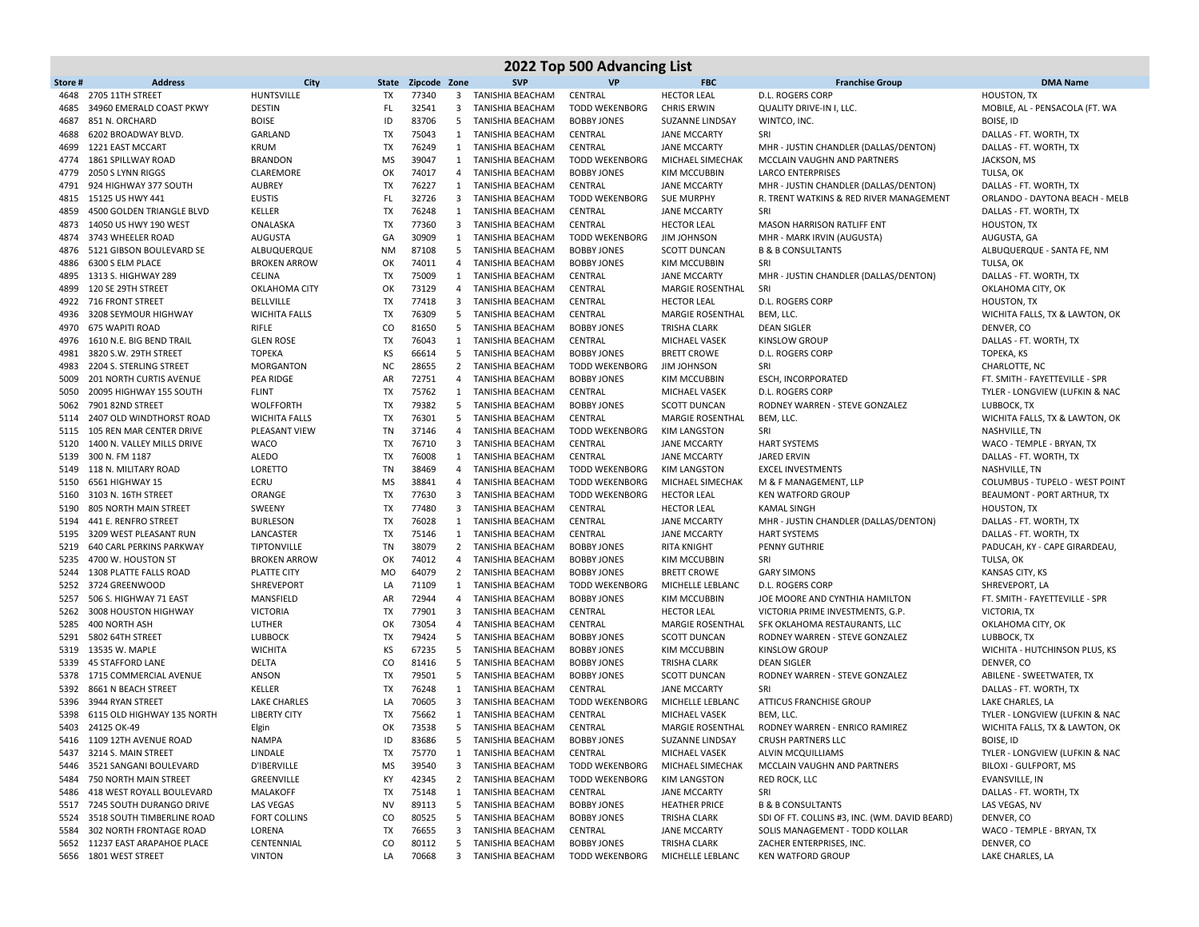# 2022 Top 500 Advancing List

| Store # | Address | City | State | Zipcode | Zone | SVP | VP | FBC | Franchise Group | DMA Name |
|---|---|---|---|---|---|---|---|---|---|---|
| 4648 | 2705 11TH STREET | HUNTSVILLE | TX | 77340 | 3 | TANISHIA BEACHAM | CENTRAL | HECTOR LEAL | D.L. ROGERS CORP | HOUSTON, TX |
| 4685 | 34960 EMERALD COAST PKWY | DESTIN | FL | 32541 | 3 | TANISHIA BEACHAM | TODD WEKENBORG | CHRIS ERWIN | QUALITY DRIVE-IN I, LLC. | MOBILE, AL - PENSACOLA (FT. WA |
| 4687 | 851 N. ORCHARD | BOISE | ID | 83706 | 5 | TANISHIA BEACHAM | BOBBY JONES | SUZANNE LINDSAY | WINTCO, INC. | BOISE, ID |
| 4688 | 6202 BROADWAY BLVD. | GARLAND | TX | 75043 | 1 | TANISHIA BEACHAM | CENTRAL | JANE MCCARTY | SRI | DALLAS - FT. WORTH, TX |
| 4699 | 1221 EAST MCCART | KRUM | TX | 76249 | 1 | TANISHIA BEACHAM | CENTRAL | JANE MCCARTY | MHR - JUSTIN CHANDLER (DALLAS/DENTON) | DALLAS - FT. WORTH, TX |
| 4774 | 1861 SPILLWAY ROAD | BRANDON | MS | 39047 | 1 | TANISHIA BEACHAM | TODD WEKENBORG | MICHAEL SIMECHAK | MCCLAIN VAUGHN AND PARTNERS | JACKSON, MS |
| 4779 | 2050 S LYNN RIGGS | CLAREMORE | OK | 74017 | 4 | TANISHIA BEACHAM | BOBBY JONES | KIM MCCUBBIN | LARCO ENTERPRISES | TULSA, OK |
| 4791 | 924 HIGHWAY 377 SOUTH | AUBREY | TX | 76227 | 1 | TANISHIA BEACHAM | CENTRAL | JANE MCCARTY | MHR - JUSTIN CHANDLER (DALLAS/DENTON) | DALLAS - FT. WORTH, TX |
| 4815 | 15125 US HWY 441 | EUSTIS | FL | 32726 | 3 | TANISHIA BEACHAM | TODD WEKENBORG | SUE MURPHY | R. TRENT WATKINS & RED RIVER MANAGEMENT | ORLANDO - DAYTONA BEACH - MELB |
| 4859 | 4500 GOLDEN TRIANGLE BLVD | KELLER | TX | 76248 | 1 | TANISHIA BEACHAM | CENTRAL | JANE MCCARTY | SRI | DALLAS - FT. WORTH, TX |
| 4873 | 14050 US HWY 190 WEST | ONALASKA | TX | 77360 | 3 | TANISHIA BEACHAM | CENTRAL | HECTOR LEAL | MASON HARRISON RATLIFF ENT | HOUSTON, TX |
| 4874 | 3743 WHEELER ROAD | AUGUSTA | GA | 30909 | 1 | TANISHIA BEACHAM | TODD WEKENBORG | JIM JOHNSON | MHR - MARK IRVIN (AUGUSTA) | AUGUSTA, GA |
| 4876 | 5121 GIBSON BOULEVARD SE | ALBUQUERQUE | NM | 87108 | 5 | TANISHIA BEACHAM | BOBBY JONES | SCOTT DUNCAN | B & B CONSULTANTS | ALBUQUERQUE - SANTA FE, NM |
| 4886 | 6300 S ELM PLACE | BROKEN ARROW | OK | 74011 | 4 | TANISHIA BEACHAM | BOBBY JONES | KIM MCCUBBIN | SRI | TULSA, OK |
| 4895 | 1313 S. HIGHWAY 289 | CELINA | TX | 75009 | 1 | TANISHIA BEACHAM | CENTRAL | JANE MCCARTY | MHR - JUSTIN CHANDLER (DALLAS/DENTON) | DALLAS - FT. WORTH, TX |
| 4899 | 120 SE 29TH STREET | OKLAHOMA CITY | OK | 73129 | 4 | TANISHIA BEACHAM | CENTRAL | MARGIE ROSENTHAL | SRI | OKLAHOMA CITY, OK |
| 4922 | 716 FRONT STREET | BELLVILLE | TX | 77418 | 3 | TANISHIA BEACHAM | CENTRAL | HECTOR LEAL | D.L. ROGERS CORP | HOUSTON, TX |
| 4936 | 3208 SEYMOUR HIGHWAY | WICHITA FALLS | TX | 76309 | 5 | TANISHIA BEACHAM | CENTRAL | MARGIE ROSENTHAL | BEM, LLC. | WICHITA FALLS, TX & LAWTON, OK |
| 4970 | 675 WAPITI ROAD | RIFLE | CO | 81650 | 5 | TANISHIA BEACHAM | BOBBY JONES | TRISHA CLARK | DEAN SIGLER | DENVER, CO |
| 4976 | 1610 N.E. BIG BEND TRAIL | GLEN ROSE | TX | 76043 | 1 | TANISHIA BEACHAM | CENTRAL | MICHAEL VASEK | KINSLOW GROUP | DALLAS - FT. WORTH, TX |
| 4981 | 3820 S.W. 29TH STREET | TOPEKA | KS | 66614 | 5 | TANISHIA BEACHAM | BOBBY JONES | BRETT CROWE | D.L. ROGERS CORP | TOPEKA, KS |
| 4983 | 2204 S. STERLING STREET | MORGANTON | NC | 28655 | 2 | TANISHIA BEACHAM | TODD WEKENBORG | JIM JOHNSON | SRI | CHARLOTTE, NC |
| 5009 | 201 NORTH CURTIS AVENUE | PEA RIDGE | AR | 72751 | 4 | TANISHIA BEACHAM | BOBBY JONES | KIM MCCUBBIN | ESCH, INCORPORATED | FT. SMITH - FAYETTEVILLE - SPR |
| 5050 | 20095 HIGHWAY 155 SOUTH | FLINT | TX | 75762 | 1 | TANISHIA BEACHAM | CENTRAL | MICHAEL VASEK | D.L. ROGERS CORP | TYLER - LONGVIEW (LUFKIN & NAC |
| 5062 | 7901 82ND STREET | WOLFFORTH | TX | 79382 | 5 | TANISHIA BEACHAM | BOBBY JONES | SCOTT DUNCAN | RODNEY WARREN - STEVE GONZALEZ | LUBBOCK, TX |
| 5114 | 2407 OLD WINDTHORST ROAD | WICHITA FALLS | TX | 76301 | 5 | TANISHIA BEACHAM | CENTRAL | MARGIE ROSENTHAL | BEM, LLC. | WICHITA FALLS, TX & LAWTON, OK |
| 5115 | 105 REN MAR CENTER DRIVE | PLEASANT VIEW | TN | 37146 | 4 | TANISHIA BEACHAM | TODD WEKENBORG | KIM LANGSTON | SRI | NASHVILLE, TN |
| 5120 | 1400 N. VALLEY MILLS DRIVE | WACO | TX | 76710 | 3 | TANISHIA BEACHAM | CENTRAL | JANE MCCARTY | HART SYSTEMS | WACO - TEMPLE - BRYAN, TX |
| 5139 | 300 N. FM 1187 | ALEDO | TX | 76008 | 1 | TANISHIA BEACHAM | CENTRAL | JANE MCCARTY | JARED ERVIN | DALLAS - FT. WORTH, TX |
| 5149 | 118 N. MILITARY ROAD | LORETTO | TN | 38469 | 4 | TANISHIA BEACHAM | TODD WEKENBORG | KIM LANGSTON | EXCEL INVESTMENTS | NASHVILLE, TN |
| 5150 | 6561 HIGHWAY 15 | ECRU | MS | 38841 | 4 | TANISHIA BEACHAM | TODD WEKENBORG | MICHAEL SIMECHAK | M & F MANAGEMENT, LLP | COLUMBUS - TUPELO - WEST POINT |
| 5160 | 3103 N. 16TH STREET | ORANGE | TX | 77630 | 3 | TANISHIA BEACHAM | TODD WEKENBORG | HECTOR LEAL | KEN WATFORD GROUP | BEAUMONT - PORT ARTHUR, TX |
| 5190 | 805 NORTH MAIN STREET | SWEENY | TX | 77480 | 3 | TANISHIA BEACHAM | CENTRAL | HECTOR LEAL | KAMAL SINGH | HOUSTON, TX |
| 5194 | 441 E. RENFRO STREET | BURLESON | TX | 76028 | 1 | TANISHIA BEACHAM | CENTRAL | JANE MCCARTY | MHR - JUSTIN CHANDLER (DALLAS/DENTON) | DALLAS - FT. WORTH, TX |
| 5195 | 3209 WEST PLEASANT RUN | LANCASTER | TX | 75146 | 1 | TANISHIA BEACHAM | CENTRAL | JANE MCCARTY | HART SYSTEMS | DALLAS - FT. WORTH, TX |
| 5219 | 640 CARL PERKINS PARKWAY | TIPTONVILLE | TN | 38079 | 2 | TANISHIA BEACHAM | BOBBY JONES | RITA KNIGHT | PENNY GUTHRIE | PADUCAH, KY - CAPE GIRARDEAU, |
| 5235 | 4700 W. HOUSTON ST | BROKEN ARROW | OK | 74012 | 4 | TANISHIA BEACHAM | BOBBY JONES | KIM MCCUBBIN | SRI | TULSA, OK |
| 5244 | 1308 PLATTE FALLS ROAD | PLATTE CITY | MO | 64079 | 2 | TANISHIA BEACHAM | BOBBY JONES | BRETT CROWE | GARY SIMONS | KANSAS CITY, KS |
| 5252 | 3724 GREENWOOD | SHREVEPORT | LA | 71109 | 1 | TANISHIA BEACHAM | TODD WEKENBORG | MICHELLE LEBLANC | D.L. ROGERS CORP | SHREVEPORT, LA |
| 5257 | 506 S. HIGHWAY 71 EAST | MANSFIELD | AR | 72944 | 4 | TANISHIA BEACHAM | BOBBY JONES | KIM MCCUBBIN | JOE MOORE AND CYNTHIA HAMILTON | FT. SMITH - FAYETTEVILLE - SPR |
| 5262 | 3008 HOUSTON HIGHWAY | VICTORIA | TX | 77901 | 3 | TANISHIA BEACHAM | CENTRAL | HECTOR LEAL | VICTORIA PRIME INVESTMENTS, G.P. | VICTORIA, TX |
| 5285 | 400 NORTH ASH | LUTHER | OK | 73054 | 4 | TANISHIA BEACHAM | CENTRAL | MARGIE ROSENTHAL | SFK OKLAHOMA RESTAURANTS, LLC | OKLAHOMA CITY, OK |
| 5291 | 5802 64TH STREET | LUBBOCK | TX | 79424 | 5 | TANISHIA BEACHAM | BOBBY JONES | SCOTT DUNCAN | RODNEY WARREN - STEVE GONZALEZ | LUBBOCK, TX |
| 5319 | 13535 W. MAPLE | WICHITA | KS | 67235 | 5 | TANISHIA BEACHAM | BOBBY JONES | KIM MCCUBBIN | KINSLOW GROUP | WICHITA - HUTCHINSON PLUS, KS |
| 5339 | 45 STAFFORD LANE | DELTA | CO | 81416 | 5 | TANISHIA BEACHAM | BOBBY JONES | TRISHA CLARK | DEAN SIGLER | DENVER, CO |
| 5378 | 1715 COMMERCIAL AVENUE | ANSON | TX | 79501 | 5 | TANISHIA BEACHAM | BOBBY JONES | SCOTT DUNCAN | RODNEY WARREN - STEVE GONZALEZ | ABILENE - SWEETWATER, TX |
| 5392 | 8661 N BEACH STREET | KELLER | TX | 76248 | 1 | TANISHIA BEACHAM | CENTRAL | JANE MCCARTY | SRI | DALLAS - FT. WORTH, TX |
| 5396 | 3944 RYAN STREET | LAKE CHARLES | LA | 70605 | 3 | TANISHIA BEACHAM | TODD WEKENBORG | MICHELLE LEBLANC | ATTICUS FRANCHISE GROUP | LAKE CHARLES, LA |
| 5398 | 6115 OLD HIGHWAY 135 NORTH | LIBERTY CITY | TX | 75662 | 1 | TANISHIA BEACHAM | CENTRAL | MICHAEL VASEK | BEM, LLC. | TYLER - LONGVIEW (LUFKIN & NAC |
| 5403 | 24125 OK-49 | Elgin | OK | 73538 | 5 | TANISHIA BEACHAM | CENTRAL | MARGIE ROSENTHAL | RODNEY WARREN - ENRICO RAMIREZ | WICHITA FALLS, TX & LAWTON, OK |
| 5416 | 1109 12TH AVENUE ROAD | NAMPA | ID | 83686 | 5 | TANISHIA BEACHAM | BOBBY JONES | SUZANNE LINDSAY | CRUSH PARTNERS LLC | BOISE, ID |
| 5437 | 3214 S. MAIN STREET | LINDALE | TX | 75770 | 1 | TANISHIA BEACHAM | CENTRAL | MICHAEL VASEK | ALVIN MCQUILLIAMS | TYLER - LONGVIEW (LUFKIN & NAC |
| 5446 | 3521 SANGANI BOULEVARD | D'IBERVILLE | MS | 39540 | 3 | TANISHIA BEACHAM | TODD WEKENBORG | MICHAEL SIMECHAK | MCCLAIN VAUGHN AND PARTNERS | BILOXI - GULFPORT, MS |
| 5484 | 750 NORTH MAIN STREET | GREENVILLE | KY | 42345 | 2 | TANISHIA BEACHAM | TODD WEKENBORG | KIM LANGSTON | RED ROCK, LLC | EVANSVILLE, IN |
| 5486 | 418 WEST ROYALL BOULEVARD | MALAKOFF | TX | 75148 | 1 | TANISHIA BEACHAM | CENTRAL | JANE MCCARTY | SRI | DALLAS - FT. WORTH, TX |
| 5517 | 7245 SOUTH DURANGO DRIVE | LAS VEGAS | NV | 89113 | 5 | TANISHIA BEACHAM | BOBBY JONES | HEATHER PRICE | B & B CONSULTANTS | LAS VEGAS, NV |
| 5524 | 3518 SOUTH TIMBERLINE ROAD | FORT COLLINS | CO | 80525 | 5 | TANISHIA BEACHAM | BOBBY JONES | TRISHA CLARK | SDI OF FT. COLLINS #3, INC. (WM. DAVID BEARD) | DENVER, CO |
| 5584 | 302 NORTH FRONTAGE ROAD | LORENA | TX | 76655 | 3 | TANISHIA BEACHAM | CENTRAL | JANE MCCARTY | SOLIS MANAGEMENT - TODD KOLLAR | WACO - TEMPLE - BRYAN, TX |
| 5652 | 11237 EAST ARAPAHOE PLACE | CENTENNIAL | CO | 80112 | 5 | TANISHIA BEACHAM | BOBBY JONES | TRISHA CLARK | ZACHER ENTERPRISES, INC. | DENVER, CO |
| 5656 | 1801 WEST STREET | VINTON | LA | 70668 | 3 | TANISHIA BEACHAM | TODD WEKENBORG | MICHELLE LEBLANC | KEN WATFORD GROUP | LAKE CHARLES, LA |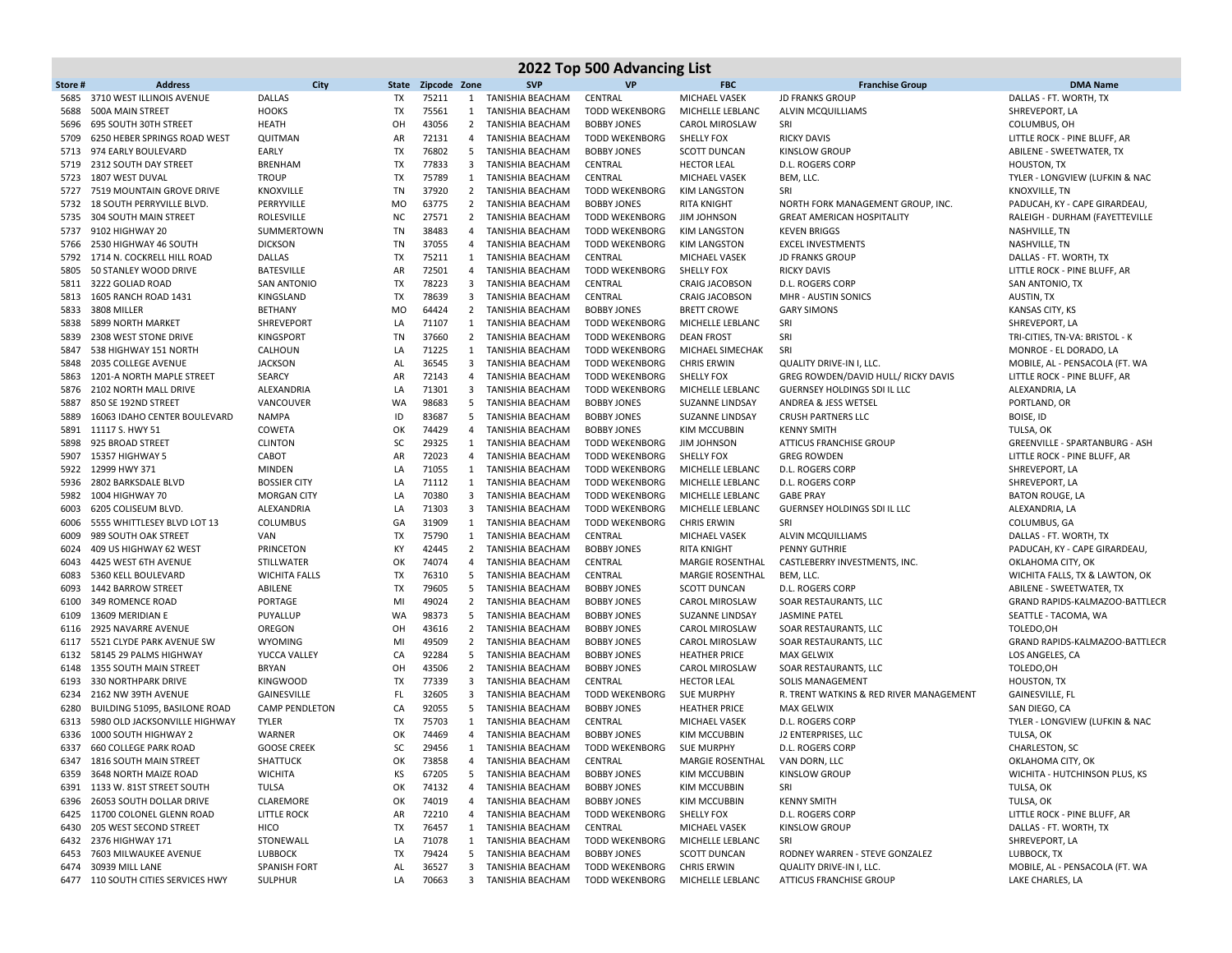# 2022 Top 500 Advancing List

| Store # | Address | City | State | Zipcode | Zone | SVP | VP | FBC | Franchise Group | DMA Name |
|---|---|---|---|---|---|---|---|---|---|---|
| 5685 | 3710 WEST ILLINOIS AVENUE | DALLAS | TX | 75211 | 1 | TANISHIA BEACHAM | CENTRAL | MICHAEL VASEK | JD FRANKS GROUP | DALLAS - FT. WORTH, TX |
| 5688 | 500A MAIN STREET | HOOKS | TX | 75561 | 1 | TANISHIA BEACHAM | TODD WEKENBORG | MICHELLE LEBLANC | ALVIN MCQUILLIAMS | SHREVEPORT, LA |
| 5696 | 695 SOUTH 30TH STREET | HEATH | OH | 43056 | 2 | TANISHIA BEACHAM | BOBBY JONES | CAROL MIROSLAW | SRI | COLUMBUS, OH |
| 5709 | 6250 HEBER SPRINGS ROAD WEST | QUITMAN | AR | 72131 | 4 | TANISHIA BEACHAM | TODD WEKENBORG | SHELLY FOX | RICKY DAVIS | LITTLE ROCK - PINE BLUFF, AR |
| 5713 | 974 EARLY BOULEVARD | EARLY | TX | 76802 | 5 | TANISHIA BEACHAM | BOBBY JONES | SCOTT DUNCAN | KINSLOW GROUP | ABILENE - SWEETWATER, TX |
| 5719 | 2312 SOUTH DAY STREET | BRENHAM | TX | 77833 | 3 | TANISHIA BEACHAM | CENTRAL | HECTOR LEAL | D.L. ROGERS CORP | HOUSTON, TX |
| 5723 | 1807 WEST DUVAL | TROUP | TX | 75789 | 1 | TANISHIA BEACHAM | CENTRAL | MICHAEL VASEK | BEM, LLC. | TYLER - LONGVIEW (LUFKIN & NAC |
| 5727 | 7519 MOUNTAIN GROVE DRIVE | KNOXVILLE | TN | 37920 | 2 | TANISHIA BEACHAM | TODD WEKENBORG | KIM LANGSTON | SRI | KNOXVILLE, TN |
| 5732 | 18 SOUTH PERRYVILLE BLVD. | PERRYVILLE | MO | 63775 | 2 | TANISHIA BEACHAM | BOBBY JONES | RITA KNIGHT | NORTH FORK MANAGEMENT GROUP, INC. | PADUCAH, KY - CAPE GIRARDEAU, |
| 5735 | 304 SOUTH MAIN STREET | ROLESVILLE | NC | 27571 | 2 | TANISHIA BEACHAM | TODD WEKENBORG | JIM JOHNSON | GREAT AMERICAN HOSPITALITY | RALEIGH - DURHAM (FAYETTEVILLE |
| 5737 | 9102 HIGHWAY 20 | SUMMERTOWN | TN | 38483 | 4 | TANISHIA BEACHAM | TODD WEKENBORG | KIM LANGSTON | KEVEN BRIGGS | NASHVILLE, TN |
| 5766 | 2530 HIGHWAY 46 SOUTH | DICKSON | TN | 37055 | 4 | TANISHIA BEACHAM | TODD WEKENBORG | KIM LANGSTON | EXCEL INVESTMENTS | NASHVILLE, TN |
| 5792 | 1714 N. COCKRELL HILL ROAD | DALLAS | TX | 75211 | 1 | TANISHIA BEACHAM | CENTRAL | MICHAEL VASEK | JD FRANKS GROUP | DALLAS - FT. WORTH, TX |
| 5805 | 50 STANLEY WOOD DRIVE | BATESVILLE | AR | 72501 | 4 | TANISHIA BEACHAM | TODD WEKENBORG | SHELLY FOX | RICKY DAVIS | LITTLE ROCK - PINE BLUFF, AR |
| 5811 | 3222 GOLIAD ROAD | SAN ANTONIO | TX | 78223 | 3 | TANISHIA BEACHAM | CENTRAL | CRAIG JACOBSON | D.L. ROGERS CORP | SAN ANTONIO, TX |
| 5813 | 1605 RANCH ROAD 1431 | KINGSLAND | TX | 78639 | 3 | TANISHIA BEACHAM | CENTRAL | CRAIG JACOBSON | MHR - AUSTIN SONICS | AUSTIN, TX |
| 5833 | 3808 MILLER | BETHANY | MO | 64424 | 2 | TANISHIA BEACHAM | BOBBY JONES | BRETT CROWE | GARY SIMONS | KANSAS CITY, KS |
| 5838 | 5899 NORTH MARKET | SHREVEPORT | LA | 71107 | 1 | TANISHIA BEACHAM | TODD WEKENBORG | MICHELLE LEBLANC | SRI | SHREVEPORT, LA |
| 5839 | 2308 WEST STONE DRIVE | KINGSPORT | TN | 37660 | 2 | TANISHIA BEACHAM | TODD WEKENBORG | DEAN FROST | SRI | TRI-CITIES, TN-VA: BRISTOL - K |
| 5847 | 538 HIGHWAY 151 NORTH | CALHOUN | LA | 71225 | 1 | TANISHIA BEACHAM | TODD WEKENBORG | MICHAEL SIMECHAK | SRI | MONROE - EL DORADO, LA |
| 5848 | 2035 COLLEGE AVENUE | JACKSON | AL | 36545 | 3 | TANISHIA BEACHAM | TODD WEKENBORG | CHRIS ERWIN | QUALITY DRIVE-IN I, LLC. | MOBILE, AL - PENSACOLA (FT. WA |
| 5863 | 1201-A NORTH MAPLE STREET | SEARCY | AR | 72143 | 4 | TANISHIA BEACHAM | TODD WEKENBORG | SHELLY FOX | GREG ROWDEN/DAVID HULL/ RICKY DAVIS | LITTLE ROCK - PINE BLUFF, AR |
| 5876 | 2102 NORTH MALL DRIVE | ALEXANDRIA | LA | 71301 | 3 | TANISHIA BEACHAM | TODD WEKENBORG | MICHELLE LEBLANC | GUERNSEY HOLDINGS SDI IL LLC | ALEXANDRIA, LA |
| 5887 | 850 SE 192ND STREET | VANCOUVER | WA | 98683 | 5 | TANISHIA BEACHAM | BOBBY JONES | SUZANNE LINDSAY | ANDREA & JESS WETSEL | PORTLAND, OR |
| 5889 | 16063 IDAHO CENTER BOULEVARD | NAMPA | ID | 83687 | 5 | TANISHIA BEACHAM | BOBBY JONES | SUZANNE LINDSAY | CRUSH PARTNERS LLC | BOISE, ID |
| 5891 | 11117 S. HWY 51 | COWETA | OK | 74429 | 4 | TANISHIA BEACHAM | BOBBY JONES | KIM MCCUBBIN | KENNY SMITH | TULSA, OK |
| 5898 | 925 BROAD STREET | CLINTON | SC | 29325 | 1 | TANISHIA BEACHAM | TODD WEKENBORG | JIM JOHNSON | ATTICUS FRANCHISE GROUP | GREENVILLE - SPARTANBURG - ASH |
| 5907 | 15357 HIGHWAY 5 | CABOT | AR | 72023 | 4 | TANISHIA BEACHAM | TODD WEKENBORG | SHELLY FOX | GREG ROWDEN | LITTLE ROCK - PINE BLUFF, AR |
| 5922 | 12999 HWY 371 | MINDEN | LA | 71055 | 1 | TANISHIA BEACHAM | TODD WEKENBORG | MICHELLE LEBLANC | D.L. ROGERS CORP | SHREVEPORT, LA |
| 5936 | 2802 BARKSDALE BLVD | BOSSIER CITY | LA | 71112 | 1 | TANISHIA BEACHAM | TODD WEKENBORG | MICHELLE LEBLANC | D.L. ROGERS CORP | SHREVEPORT, LA |
| 5982 | 1004 HIGHWAY 70 | MORGAN CITY | LA | 70380 | 3 | TANISHIA BEACHAM | TODD WEKENBORG | MICHELLE LEBLANC | GABE PRAY | BATON ROUGE, LA |
| 6003 | 6205 COLISEUM BLVD. | ALEXANDRIA | LA | 71303 | 3 | TANISHIA BEACHAM | TODD WEKENBORG | MICHELLE LEBLANC | GUERNSEY HOLDINGS SDI IL LLC | ALEXANDRIA, LA |
| 6006 | 5555 WHITTLESEY BLVD LOT 13 | COLUMBUS | GA | 31909 | 1 | TANISHIA BEACHAM | TODD WEKENBORG | CHRIS ERWIN | SRI | COLUMBUS, GA |
| 6009 | 989 SOUTH OAK STREET | VAN | TX | 75790 | 1 | TANISHIA BEACHAM | CENTRAL | MICHAEL VASEK | ALVIN MCQUILLIAMS | DALLAS - FT. WORTH, TX |
| 6024 | 409 US HIGHWAY 62 WEST | PRINCETON | KY | 42445 | 2 | TANISHIA BEACHAM | BOBBY JONES | RITA KNIGHT | PENNY GUTHRIE | PADUCAH, KY - CAPE GIRARDEAU, |
| 6043 | 4425 WEST 6TH AVENUE | STILLWATER | OK | 74074 | 4 | TANISHIA BEACHAM | CENTRAL | MARGIE ROSENTHAL | CASTLEBERRY INVESTMENTS, INC. | OKLAHOMA CITY, OK |
| 6083 | 5360 KELL BOULEVARD | WICHITA FALLS | TX | 76310 | 5 | TANISHIA BEACHAM | CENTRAL | MARGIE ROSENTHAL | BEM, LLC. | WICHITA FALLS, TX & LAWTON, OK |
| 6093 | 1442 BARROW STREET | ABILENE | TX | 79605 | 5 | TANISHIA BEACHAM | BOBBY JONES | SCOTT DUNCAN | D.L. ROGERS CORP | ABILENE - SWEETWATER, TX |
| 6100 | 349 ROMENCE ROAD | PORTAGE | MI | 49024 | 2 | TANISHIA BEACHAM | BOBBY JONES | CAROL MIROSLAW | SOAR RESTAURANTS, LLC | GRAND RAPIDS-KALMAZOO-BATTLECR |
| 6109 | 13609 MERIDIAN E | PUYALLUP | WA | 98373 | 5 | TANISHIA BEACHAM | BOBBY JONES | SUZANNE LINDSAY | JASMINE PATEL | SEATTLE - TACOMA, WA |
| 6116 | 2925 NAVARRE AVENUE | OREGON | OH | 43616 | 2 | TANISHIA BEACHAM | BOBBY JONES | CAROL MIROSLAW | SOAR RESTAURANTS, LLC | TOLEDO,OH |
| 6117 | 5521 CLYDE PARK AVENUE SW | WYOMING | MI | 49509 | 2 | TANISHIA BEACHAM | BOBBY JONES | CAROL MIROSLAW | SOAR RESTAURANTS, LLC | GRAND RAPIDS-KALMAZOO-BATTLECR |
| 6132 | 58145 29 PALMS HIGHWAY | YUCCA VALLEY | CA | 92284 | 5 | TANISHIA BEACHAM | BOBBY JONES | HEATHER PRICE | MAX GELWIX | LOS ANGELES, CA |
| 6148 | 1355 SOUTH MAIN STREET | BRYAN | OH | 43506 | 2 | TANISHIA BEACHAM | BOBBY JONES | CAROL MIROSLAW | SOAR RESTAURANTS, LLC | TOLEDO,OH |
| 6193 | 330 NORTHPARK DRIVE | KINGWOOD | TX | 77339 | 3 | TANISHIA BEACHAM | CENTRAL | HECTOR LEAL | SOLIS MANAGEMENT | HOUSTON, TX |
| 6234 | 2162 NW 39TH AVENUE | GAINESVILLE | FL | 32605 | 3 | TANISHIA BEACHAM | TODD WEKENBORG | SUE MURPHY | R. TRENT WATKINS & RED RIVER MANAGEMENT | GAINESVILLE, FL |
| 6280 | BUILDING 51095, BASILONE ROAD | CAMP PENDLETON | CA | 92055 | 5 | TANISHIA BEACHAM | BOBBY JONES | HEATHER PRICE | MAX GELWIX | SAN DIEGO, CA |
| 6313 | 5980 OLD JACKSONVILLE HIGHWAY | TYLER | TX | 75703 | 1 | TANISHIA BEACHAM | CENTRAL | MICHAEL VASEK | D.L. ROGERS CORP | TYLER - LONGVIEW (LUFKIN & NAC |
| 6336 | 1000 SOUTH HIGHWAY 2 | WARNER | OK | 74469 | 4 | TANISHIA BEACHAM | BOBBY JONES | KIM MCCUBBIN | J2 ENTERPRISES, LLC | TULSA, OK |
| 6337 | 660 COLLEGE PARK ROAD | GOOSE CREEK | SC | 29456 | 1 | TANISHIA BEACHAM | TODD WEKENBORG | SUE MURPHY | D.L. ROGERS CORP | CHARLESTON, SC |
| 6347 | 1816 SOUTH MAIN STREET | SHATTUCK | OK | 73858 | 4 | TANISHIA BEACHAM | CENTRAL | MARGIE ROSENTHAL | VAN DORN, LLC | OKLAHOMA CITY, OK |
| 6359 | 3648 NORTH MAIZE ROAD | WICHITA | KS | 67205 | 5 | TANISHIA BEACHAM | BOBBY JONES | KIM MCCUBBIN | KINSLOW GROUP | WICHITA - HUTCHINSON PLUS, KS |
| 6391 | 1133 W. 81ST STREET SOUTH | TULSA | OK | 74132 | 4 | TANISHIA BEACHAM | BOBBY JONES | KIM MCCUBBIN | SRI | TULSA, OK |
| 6396 | 26053 SOUTH DOLLAR DRIVE | CLAREMORE | OK | 74019 | 4 | TANISHIA BEACHAM | BOBBY JONES | KIM MCCUBBIN | KENNY SMITH | TULSA, OK |
| 6425 | 11700 COLONEL GLENN ROAD | LITTLE ROCK | AR | 72210 | 4 | TANISHIA BEACHAM | TODD WEKENBORG | SHELLY FOX | D.L. ROGERS CORP | LITTLE ROCK - PINE BLUFF, AR |
| 6430 | 205 WEST SECOND STREET | HICO | TX | 76457 | 1 | TANISHIA BEACHAM | CENTRAL | MICHAEL VASEK | KINSLOW GROUP | DALLAS - FT. WORTH, TX |
| 6432 | 2376 HIGHWAY 171 | STONEWALL | LA | 71078 | 1 | TANISHIA BEACHAM | TODD WEKENBORG | MICHELLE LEBLANC | SRI | SHREVEPORT, LA |
| 6453 | 7603 MILWAUKEE AVENUE | LUBBOCK | TX | 79424 | 5 | TANISHIA BEACHAM | BOBBY JONES | SCOTT DUNCAN | RODNEY WARREN - STEVE GONZALEZ | LUBBOCK, TX |
| 6474 | 30939 MILL LANE | SPANISH FORT | AL | 36527 | 3 | TANISHIA BEACHAM | TODD WEKENBORG | CHRIS ERWIN | QUALITY DRIVE-IN I, LLC. | MOBILE, AL - PENSACOLA (FT. WA |
| 6477 | 110 SOUTH CITIES SERVICES HWY | SULPHUR | LA | 70663 | 3 | TANISHIA BEACHAM | TODD WEKENBORG | MICHELLE LEBLANC | ATTICUS FRANCHISE GROUP | LAKE CHARLES, LA |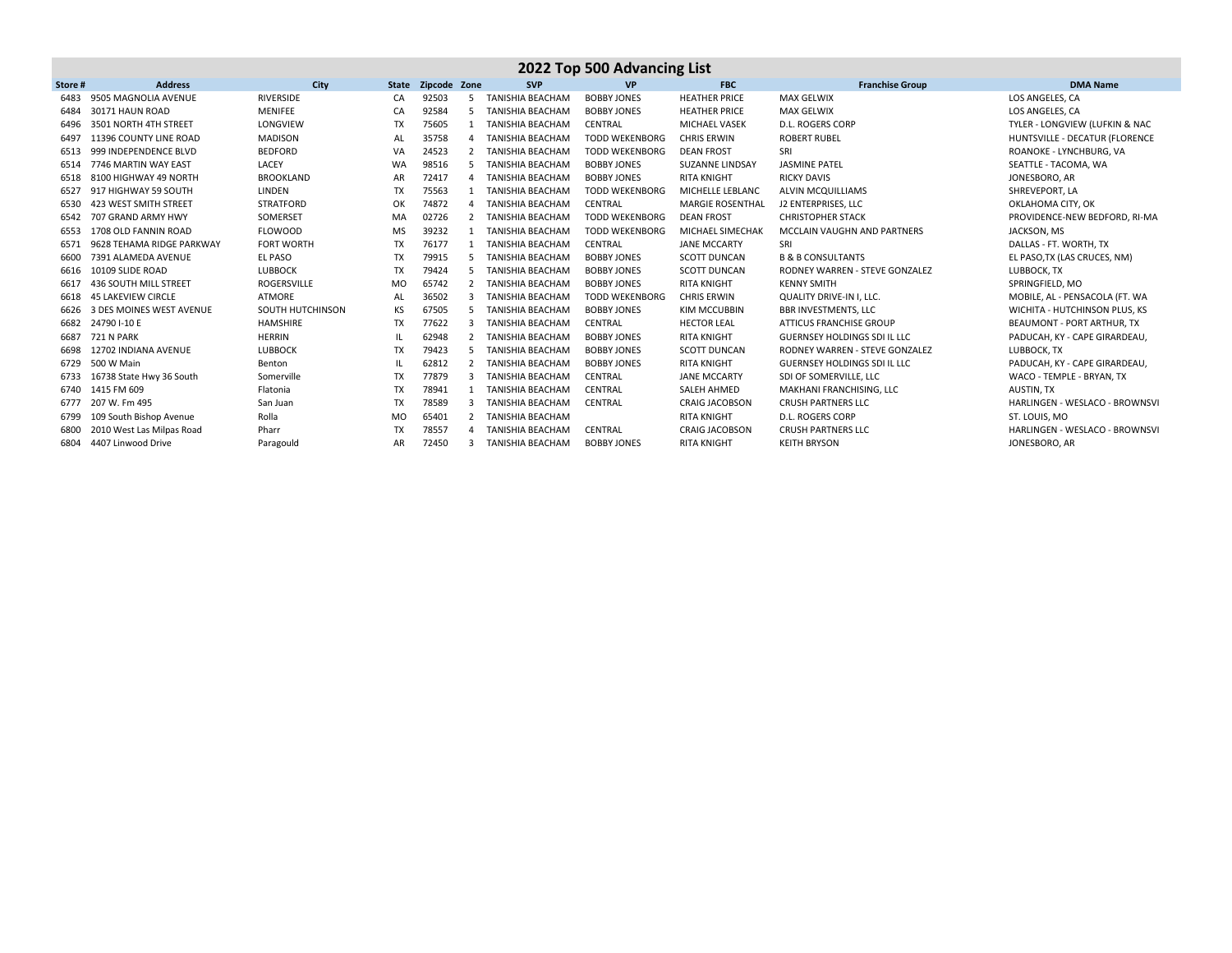# 2022 Top 500 Advancing List

| Store # | Address | City | State | Zipcode | Zone | SVP | VP | FBC | Franchise Group | DMA Name |
|---|---|---|---|---|---|---|---|---|---|---|
| 6483 | 9505 MAGNOLIA AVENUE | RIVERSIDE | CA | 92503 | 5 | TANISHIA BEACHAM | BOBBY JONES | HEATHER PRICE | MAX GELWIX | LOS ANGELES, CA |
| 6484 | 30171 HAUN ROAD | MENIFEE | CA | 92584 | 5 | TANISHIA BEACHAM | BOBBY JONES | HEATHER PRICE | MAX GELWIX | LOS ANGELES, CA |
| 6496 | 3501 NORTH 4TH STREET | LONGVIEW | TX | 75605 | 1 | TANISHIA BEACHAM | CENTRAL | MICHAEL VASEK | D.L. ROGERS CORP | TYLER - LONGVIEW (LUFKIN & NAC |
| 6497 | 11396 COUNTY LINE ROAD | MADISON | AL | 35758 | 4 | TANISHIA BEACHAM | TODD WEKENBORG | CHRIS ERWIN | ROBERT RUBEL | HUNTSVILLE - DECATUR (FLORENCE |
| 6513 | 999 INDEPENDENCE BLVD | BEDFORD | VA | 24523 | 2 | TANISHIA BEACHAM | TODD WEKENBORG | DEAN FROST | SRI | ROANOKE - LYNCHBURG, VA |
| 6514 | 7746 MARTIN WAY EAST | LACEY | WA | 98516 | 5 | TANISHIA BEACHAM | BOBBY JONES | SUZANNE LINDSAY | JASMINE PATEL | SEATTLE - TACOMA, WA |
| 6518 | 8100 HIGHWAY 49 NORTH | BROOKLAND | AR | 72417 | 4 | TANISHIA BEACHAM | BOBBY JONES | RITA KNIGHT | RICKY DAVIS | JONESBORO, AR |
| 6527 | 917 HIGHWAY 59 SOUTH | LINDEN | TX | 75563 | 1 | TANISHIA BEACHAM | TODD WEKENBORG | MICHELLE LEBLANC | ALVIN MCQUILLIAMS | SHREVEPORT, LA |
| 6530 | 423 WEST SMITH STREET | STRATFORD | OK | 74872 | 4 | TANISHIA BEACHAM | CENTRAL | MARGIE ROSENTHAL | J2 ENTERPRISES, LLC | OKLAHOMA CITY, OK |
| 6542 | 707 GRAND ARMY HWY | SOMERSET | MA | 02726 | 2 | TANISHIA BEACHAM | TODD WEKENBORG | DEAN FROST | CHRISTOPHER STACK | PROVIDENCE-NEW BEDFORD, RI-MA |
| 6553 | 1708 OLD FANNIN ROAD | FLOWOOD | MS | 39232 | 1 | TANISHIA BEACHAM | TODD WEKENBORG | MICHAEL SIMECHAK | MCCLAIN VAUGHN AND PARTNERS | JACKSON, MS |
| 6571 | 9628 TEHAMA RIDGE PARKWAY | FORT WORTH | TX | 76177 | 1 | TANISHIA BEACHAM | CENTRAL | JANE MCCARTY | SRI | DALLAS - FT. WORTH, TX |
| 6600 | 7391 ALAMEDA AVENUE | EL PASO | TX | 79915 | 5 | TANISHIA BEACHAM | BOBBY JONES | SCOTT DUNCAN | B & B CONSULTANTS | EL PASO,TX (LAS CRUCES, NM) |
| 6616 | 10109 SLIDE ROAD | LUBBOCK | TX | 79424 | 5 | TANISHIA BEACHAM | BOBBY JONES | SCOTT DUNCAN | RODNEY WARREN - STEVE GONZALEZ | LUBBOCK, TX |
| 6617 | 436 SOUTH MILL STREET | ROGERSVILLE | MO | 65742 | 2 | TANISHIA BEACHAM | BOBBY JONES | RITA KNIGHT | KENNY SMITH | SPRINGFIELD, MO |
| 6618 | 45 LAKEVIEW CIRCLE | ATMORE | AL | 36502 | 3 | TANISHIA BEACHAM | TODD WEKENBORG | CHRIS ERWIN | QUALITY DRIVE-IN I, LLC. | MOBILE, AL - PENSACOLA (FT. WA |
| 6626 | 3 DES MOINES WEST AVENUE | SOUTH HUTCHINSON | KS | 67505 | 5 | TANISHIA BEACHAM | BOBBY JONES | KIM MCCUBBIN | BBR INVESTMENTS, LLC | WICHITA - HUTCHINSON PLUS, KS |
| 6682 | 24790 I-10 E | HAMSHIRE | TX | 77622 | 3 | TANISHIA BEACHAM | CENTRAL | HECTOR LEAL | ATTICUS FRANCHISE GROUP | BEAUMONT - PORT ARTHUR, TX |
| 6687 | 721 N PARK | HERRIN | IL | 62948 | 2 | TANISHIA BEACHAM | BOBBY JONES | RITA KNIGHT | GUERNSEY HOLDINGS SDI IL LLC | PADUCAH, KY - CAPE GIRARDEAU, |
| 6698 | 12702 INDIANA AVENUE | LUBBOCK | TX | 79423 | 5 | TANISHIA BEACHAM | BOBBY JONES | SCOTT DUNCAN | RODNEY WARREN - STEVE GONZALEZ | LUBBOCK, TX |
| 6729 | 500 W Main | Benton | IL | 62812 | 2 | TANISHIA BEACHAM | BOBBY JONES | RITA KNIGHT | GUERNSEY HOLDINGS SDI IL LLC | PADUCAH, KY - CAPE GIRARDEAU, |
| 6733 | 16738 State Hwy 36 South | Somerville | TX | 77879 | 3 | TANISHIA BEACHAM | CENTRAL | JANE MCCARTY | SDI OF SOMERVILLE, LLC | WACO - TEMPLE - BRYAN, TX |
| 6740 | 1415 FM 609 | Flatonia | TX | 78941 | 1 | TANISHIA BEACHAM | CENTRAL | SALEH AHMED | MAKHANI FRANCHISING, LLC | AUSTIN, TX |
| 6777 | 207 W. Fm 495 | San Juan | TX | 78589 | 3 | TANISHIA BEACHAM | CENTRAL | CRAIG JACOBSON | CRUSH PARTNERS LLC | HARLINGEN - WESLACO - BROWNSVI |
| 6799 | 109 South Bishop Avenue | Rolla | MO | 65401 | 2 | TANISHIA BEACHAM | | RITA KNIGHT | D.L. ROGERS CORP | ST. LOUIS, MO |
| 6800 | 2010 West Las Milpas Road | Pharr | TX | 78557 | 4 | TANISHIA BEACHAM | CENTRAL | CRAIG JACOBSON | CRUSH PARTNERS LLC | HARLINGEN - WESLACO - BROWNSVI |
| 6804 | 4407 Linwood Drive | Paragould | AR | 72450 | 3 | TANISHIA BEACHAM | BOBBY JONES | RITA KNIGHT | KEITH BRYSON | JONESBORO, AR |